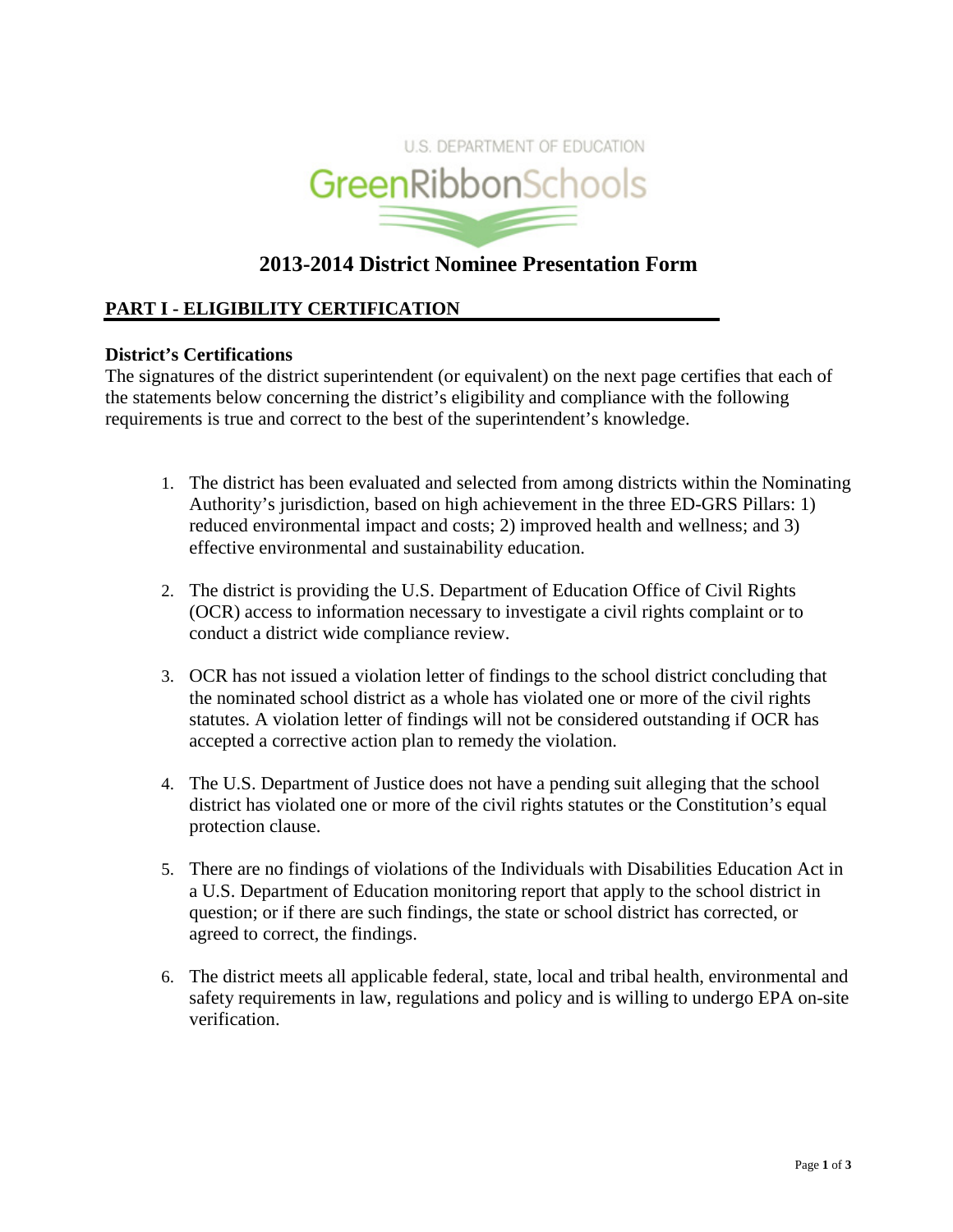U.S. DEPARTMENT OF EDUCATION

GreenRibbonSchools

# 2013-2014 District Nominee Presentation Form

## PART I - ELIGIBILITY CERTIFICATION

### District's Certifications

The signatures of the district superintendent (or equivalent) on the next page certifies that each of the statements below concerning the district's eligibility and compliance with the following requirements is true and correct to the best of the superintendent's knowledge.

1. The district has been evaluated and selected from among districts within the Nominating Authority's jurisdiction, based on high achievement in the three ED-GRS Pillars: 1) reduced environmental impact and costs; 2) improved health and wellness; and 3) effective environmental and sustainability education.

2. The district is providing the U.S. Department of Education Office of Civil Rights (OCR) access to information necessary to investigate a civil rights complaint or to conduct a district wide compliance review.

3. OCR has not issued a violation letter of findings to the school district concluding that the nominated school district as a whole has violated one or more of the civil rights statutes. A violation letter of findings will not be considered outstanding if OCR has accepted a corrective action plan to remedy the violation.

4. The U.S. Department of Justice does not have a pending suit alleging that the school district has violated one or more of the civil rights statutes or the Constitution's equal protection clause.

5. There are no findings of violations of the Individuals with Disabilities Education Act in a U.S. Department of Education monitoring report that apply to the school district in question; or if there are such findings, the state or school district has corrected, or agreed to correct, the findings.

6. The district meets all applicable federal, state, local and tribal health, environmental and safety requirements in law, regulations and policy and is willing to undergo EPA on-site verification.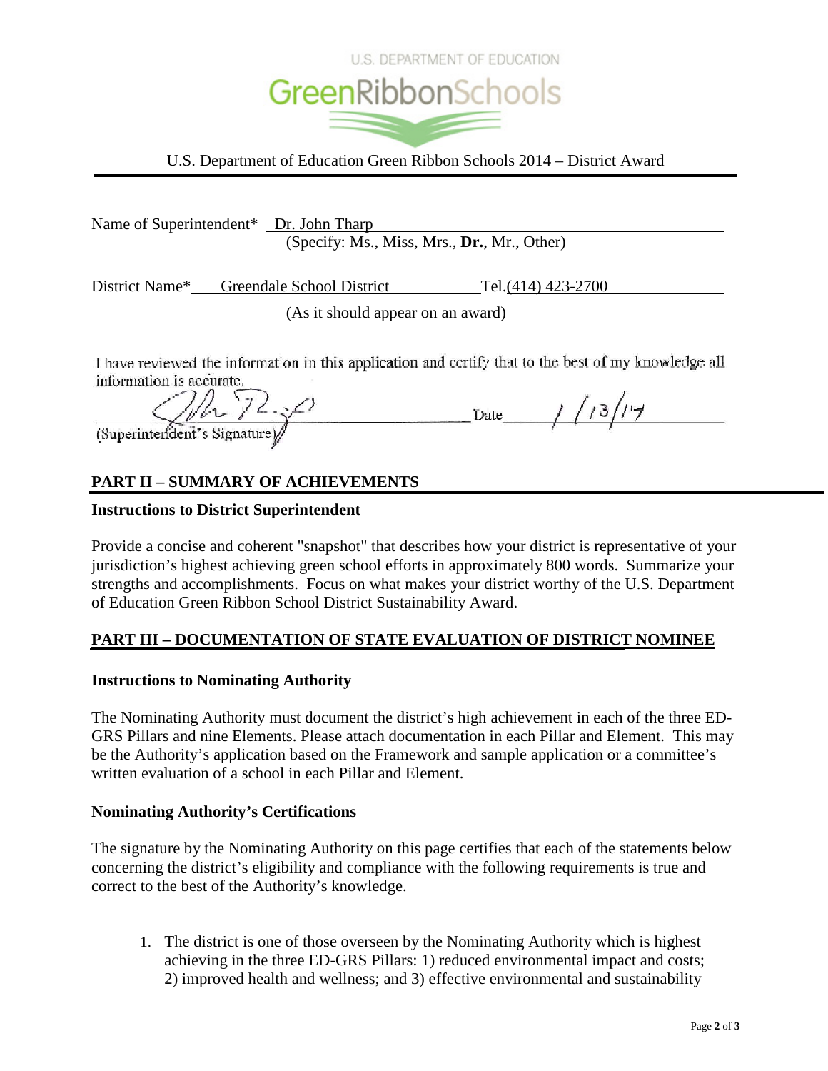U.S. DEPARTMENT OF EDUCATION

GreenRibbonSchools

U.S. Department of Education Green Ribbon Schools 2014 – District Award

Name of Superintendent* Dr. John Tharp
(Specify: Ms., Miss, Mrs., **Dr.**, Mr., Other)

District Name* Greendale School District Tel.(414) 423-2700
(As it should appear on an award)

I have reviewed the information in this application and certify that to the best of my knowledge all information is accurate.

(Superintendent's Signature) Date 1/13/14

## PART II – SUMMARY OF ACHIEVEMENTS

**Instructions to District Superintendent**

Provide a concise and coherent "snapshot" that describes how your district is representative of your jurisdiction's highest achieving green school efforts in approximately 800 words. Summarize your strengths and accomplishments. Focus on what makes your district worthy of the U.S. Department of Education Green Ribbon School District Sustainability Award.

## PART III – DOCUMENTATION OF STATE EVALUATION OF DISTRICT NOMINEE

**Instructions to Nominating Authority**

The Nominating Authority must document the district's high achievement in each of the three ED-GRS Pillars and nine Elements. Please attach documentation in each Pillar and Element. This may be the Authority's application based on the Framework and sample application or a committee's written evaluation of a school in each Pillar and Element.

**Nominating Authority's Certifications**

The signature by the Nominating Authority on this page certifies that each of the statements below concerning the district's eligibility and compliance with the following requirements is true and correct to the best of the Authority's knowledge.

1. The district is one of those overseen by the Nominating Authority which is highest achieving in the three ED-GRS Pillars: 1) reduced environmental impact and costs; 2) improved health and wellness; and 3) effective environmental and sustainability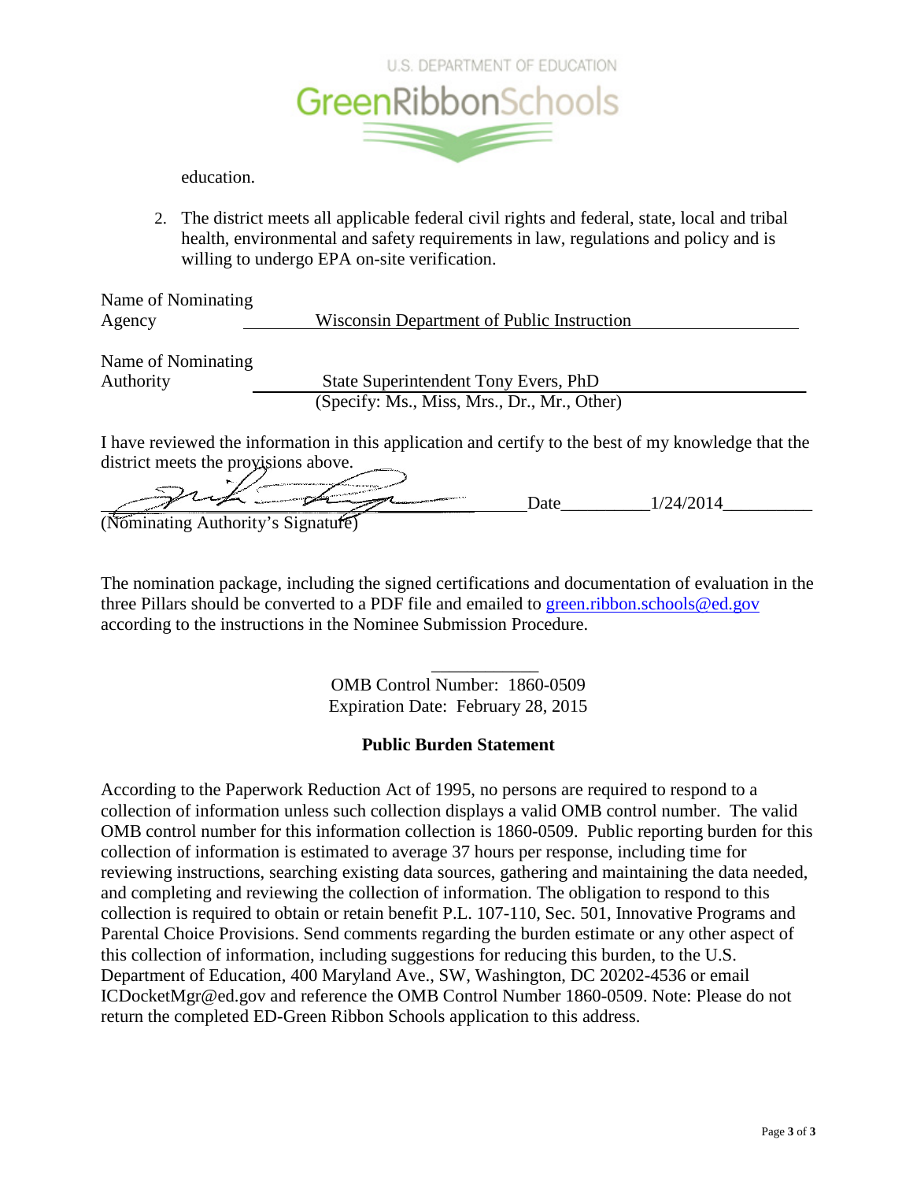education.

2. The district meets all applicable federal civil rights and federal, state, local and tribal health, environmental and safety requirements in law, regulations and policy and is willing to undergo EPA on-site verification.

Name of Nominating Agency ______Wisconsin Department of Public Instruction______

Name of Nominating Authority ______State Superintendent Tony Evers, PhD______
(Specify: Ms., Miss, Mrs., Dr., Mr., Other)

I have reviewed the information in this application and certify to the best of my knowledge that the district meets the provisions above.

______________________________ Date______1/24/2014______
(Nominating Authority's Signature)

The nomination package, including the signed certifications and documentation of evaluation in the three Pillars should be converted to a PDF file and emailed to green.ribbon.schools@ed.gov according to the instructions in the Nominee Submission Procedure.

OMB Control Number: 1860-0509
Expiration Date: February 28, 2015

**Public Burden Statement**

According to the Paperwork Reduction Act of 1995, no persons are required to respond to a collection of information unless such collection displays a valid OMB control number. The valid OMB control number for this information collection is 1860-0509. Public reporting burden for this collection of information is estimated to average 37 hours per response, including time for reviewing instructions, searching existing data sources, gathering and maintaining the data needed, and completing and reviewing the collection of information. The obligation to respond to this collection is required to obtain or retain benefit P.L. 107-110, Sec. 501, Innovative Programs and Parental Choice Provisions. Send comments regarding the burden estimate or any other aspect of this collection of information, including suggestions for reducing this burden, to the U.S. Department of Education, 400 Maryland Ave., SW, Washington, DC 20202-4536 or email ICDocketMgr@ed.gov and reference the OMB Control Number 1860-0509. Note: Please do not return the completed ED-Green Ribbon Schools application to this address.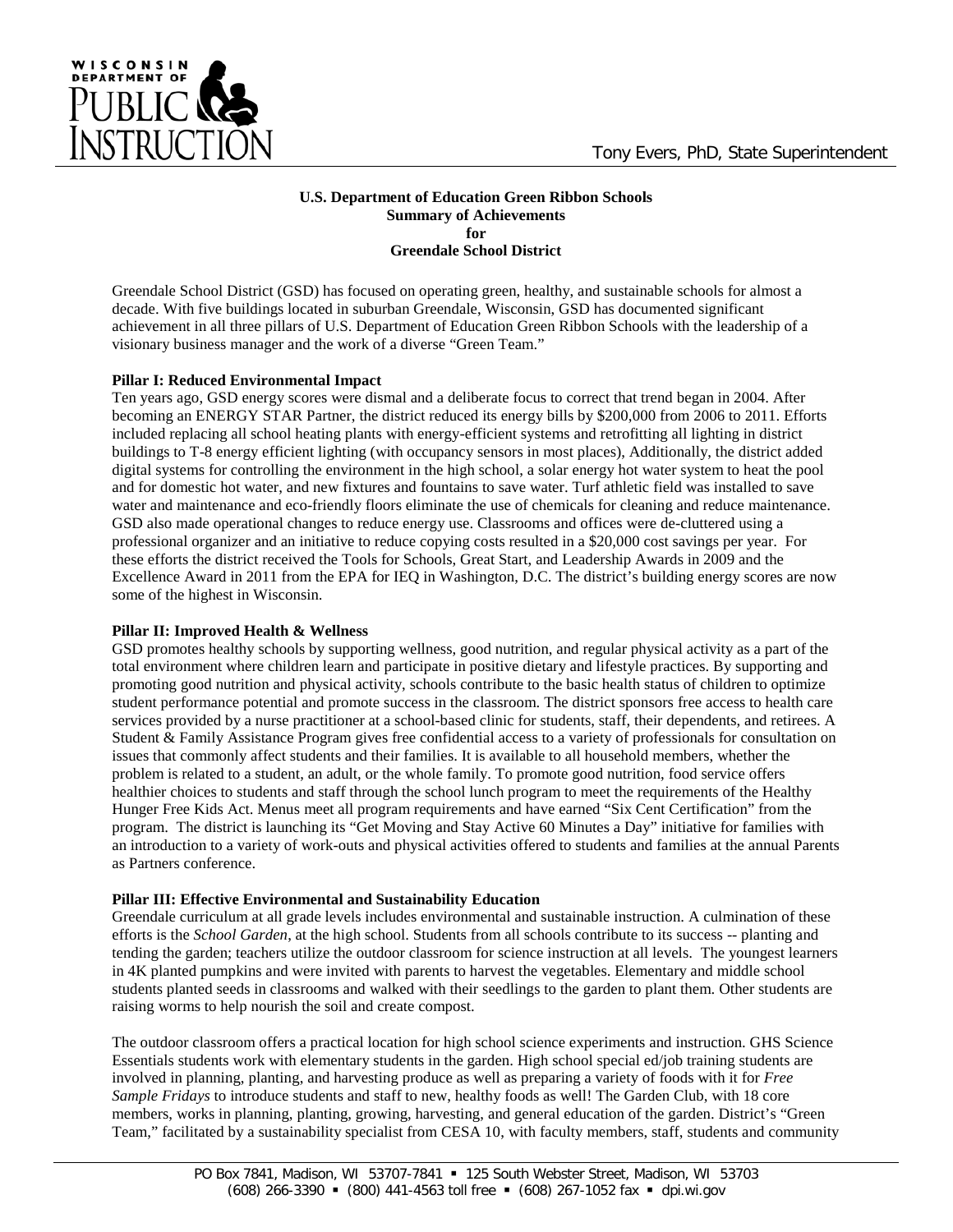**U.S. Department of Education Green Ribbon Schools**
**Summary of Achievements**
**for**
**Greendale School District**

Greendale School District (GSD) has focused on operating green, healthy, and sustainable schools for almost a decade. With five buildings located in suburban Greendale, Wisconsin, GSD has documented significant achievement in all three pillars of U.S. Department of Education Green Ribbon Schools with the leadership of a visionary business manager and the work of a diverse "Green Team."

**Pillar I: Reduced Environmental Impact**

Ten years ago, GSD energy scores were dismal and a deliberate focus to correct that trend began in 2004. After becoming an ENERGY STAR Partner, the district reduced its energy bills by $200,000 from 2006 to 2011. Efforts included replacing all school heating plants with energy-efficient systems and retrofitting all lighting in district buildings to T-8 energy efficient lighting (with occupancy sensors in most places), Additionally, the district added digital systems for controlling the environment in the high school, a solar energy hot water system to heat the pool and for domestic hot water, and new fixtures and fountains to save water. Turf athletic field was installed to save water and maintenance and eco-friendly floors eliminate the use of chemicals for cleaning and reduce maintenance. GSD also made operational changes to reduce energy use. Classrooms and offices were de-cluttered using a professional organizer and an initiative to reduce copying costs resulted in a $20,000 cost savings per year. For these efforts the district received the Tools for Schools, Great Start, and Leadership Awards in 2009 and the Excellence Award in 2011 from the EPA for IEQ in Washington, D.C. The district's building energy scores are now some of the highest in Wisconsin.

**Pillar II: Improved Health & Wellness**

GSD promotes healthy schools by supporting wellness, good nutrition, and regular physical activity as a part of the total environment where children learn and participate in positive dietary and lifestyle practices. By supporting and promoting good nutrition and physical activity, schools contribute to the basic health status of children to optimize student performance potential and promote success in the classroom. The district sponsors free access to health care services provided by a nurse practitioner at a school-based clinic for students, staff, their dependents, and retirees. A Student & Family Assistance Program gives free confidential access to a variety of professionals for consultation on issues that commonly affect students and their families. It is available to all household members, whether the problem is related to a student, an adult, or the whole family. To promote good nutrition, food service offers healthier choices to students and staff through the school lunch program to meet the requirements of the Healthy Hunger Free Kids Act. Menus meet all program requirements and have earned "Six Cent Certification" from the program. The district is launching its "Get Moving and Stay Active 60 Minutes a Day" initiative for families with an introduction to a variety of work-outs and physical activities offered to students and families at the annual Parents as Partners conference.

**Pillar III: Effective Environmental and Sustainability Education**

Greendale curriculum at all grade levels includes environmental and sustainable instruction. A culmination of these efforts is the *School Garden*, at the high school. Students from all schools contribute to its success -- planting and tending the garden; teachers utilize the outdoor classroom for science instruction at all levels. The youngest learners in 4K planted pumpkins and were invited with parents to harvest the vegetables. Elementary and middle school students planted seeds in classrooms and walked with their seedlings to the garden to plant them. Other students are raising worms to help nourish the soil and create compost.

The outdoor classroom offers a practical location for high school science experiments and instruction. GHS Science Essentials students work with elementary students in the garden. High school special ed/job training students are involved in planning, planting, and harvesting produce as well as preparing a variety of foods with it for *Free Sample Fridays* to introduce students and staff to new, healthy foods as well! The Garden Club, with 18 core members, works in planning, planting, growing, harvesting, and general education of the garden. District's "Green Team," facilitated by a sustainability specialist from CESA 10, with faculty members, staff, students and community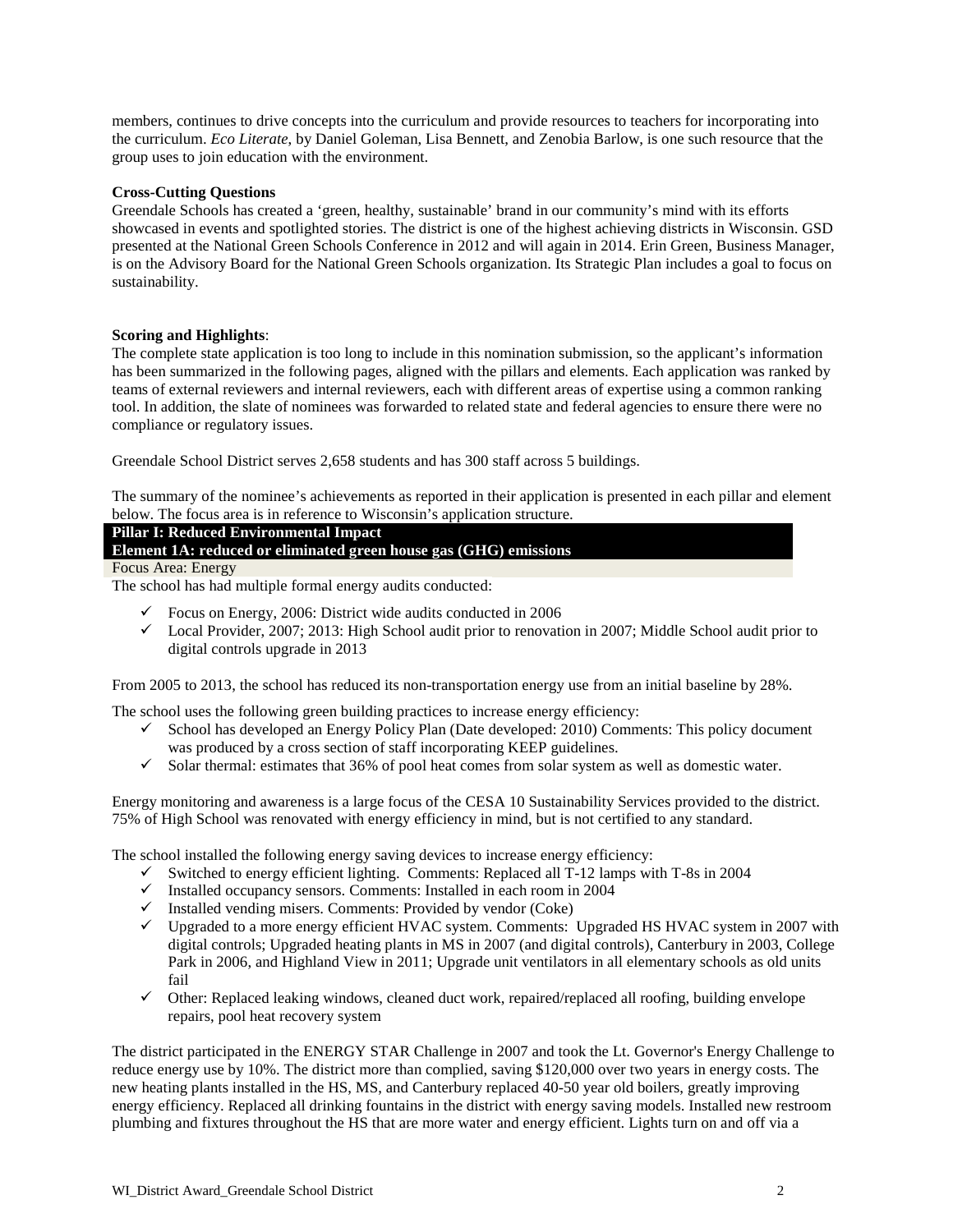members, continues to drive concepts into the curriculum and provide resources to teachers for incorporating into the curriculum. *Eco Literate*, by Daniel Goleman, Lisa Bennett, and Zenobia Barlow, is one such resource that the group uses to join education with the environment.

**Cross-Cutting Questions**

Greendale Schools has created a 'green, healthy, sustainable' brand in our community's mind with its efforts showcased in events and spotlighted stories. The district is one of the highest achieving districts in Wisconsin. GSD presented at the National Green Schools Conference in 2012 and will again in 2014. Erin Green, Business Manager, is on the Advisory Board for the National Green Schools organization. Its Strategic Plan includes a goal to focus on sustainability.

**Scoring and Highlights**:

The complete state application is too long to include in this nomination submission, so the applicant's information has been summarized in the following pages, aligned with the pillars and elements. Each application was ranked by teams of external reviewers and internal reviewers, each with different areas of expertise using a common ranking tool. In addition, the slate of nominees was forwarded to related state and federal agencies to ensure there were no compliance or regulatory issues.

Greendale School District serves 2,658 students and has 300 staff across 5 buildings.

The summary of the nominee's achievements as reported in their application is presented in each pillar and element below. The focus area is in reference to Wisconsin's application structure.

**Pillar I: Reduced Environmental Impact**

**Element 1A: reduced or eliminated green house gas (GHG) emissions**

Focus Area: Energy

The school has had multiple formal energy audits conducted:

- ✓ Focus on Energy, 2006: District wide audits conducted in 2006
- ✓ Local Provider, 2007; 2013: High School audit prior to renovation in 2007; Middle School audit prior to digital controls upgrade in 2013

From 2005 to 2013, the school has reduced its non-transportation energy use from an initial baseline by 28%.

The school uses the following green building practices to increase energy efficiency:

- ✓ School has developed an Energy Policy Plan (Date developed: 2010) Comments: This policy document was produced by a cross section of staff incorporating KEEP guidelines.
- ✓ Solar thermal: estimates that 36% of pool heat comes from solar system as well as domestic water.

Energy monitoring and awareness is a large focus of the CESA 10 Sustainability Services provided to the district. 75% of High School was renovated with energy efficiency in mind, but is not certified to any standard.

The school installed the following energy saving devices to increase energy efficiency:

- ✓ Switched to energy efficient lighting. Comments: Replaced all T-12 lamps with T-8s in 2004
- ✓ Installed occupancy sensors. Comments: Installed in each room in 2004
- ✓ Installed vending misers. Comments: Provided by vendor (Coke)
- ✓ Upgraded to a more energy efficient HVAC system. Comments: Upgraded HS HVAC system in 2007 with digital controls; Upgraded heating plants in MS in 2007 (and digital controls), Canterbury in 2003, College Park in 2006, and Highland View in 2011; Upgrade unit ventilators in all elementary schools as old units fail
- ✓ Other: Replaced leaking windows, cleaned duct work, repaired/replaced all roofing, building envelope repairs, pool heat recovery system

The district participated in the ENERGY STAR Challenge in 2007 and took the Lt. Governor's Energy Challenge to reduce energy use by 10%. The district more than complied, saving $120,000 over two years in energy costs. The new heating plants installed in the HS, MS, and Canterbury replaced 40-50 year old boilers, greatly improving energy efficiency. Replaced all drinking fountains in the district with energy saving models. Installed new restroom plumbing and fixtures throughout the HS that are more water and energy efficient. Lights turn on and off via a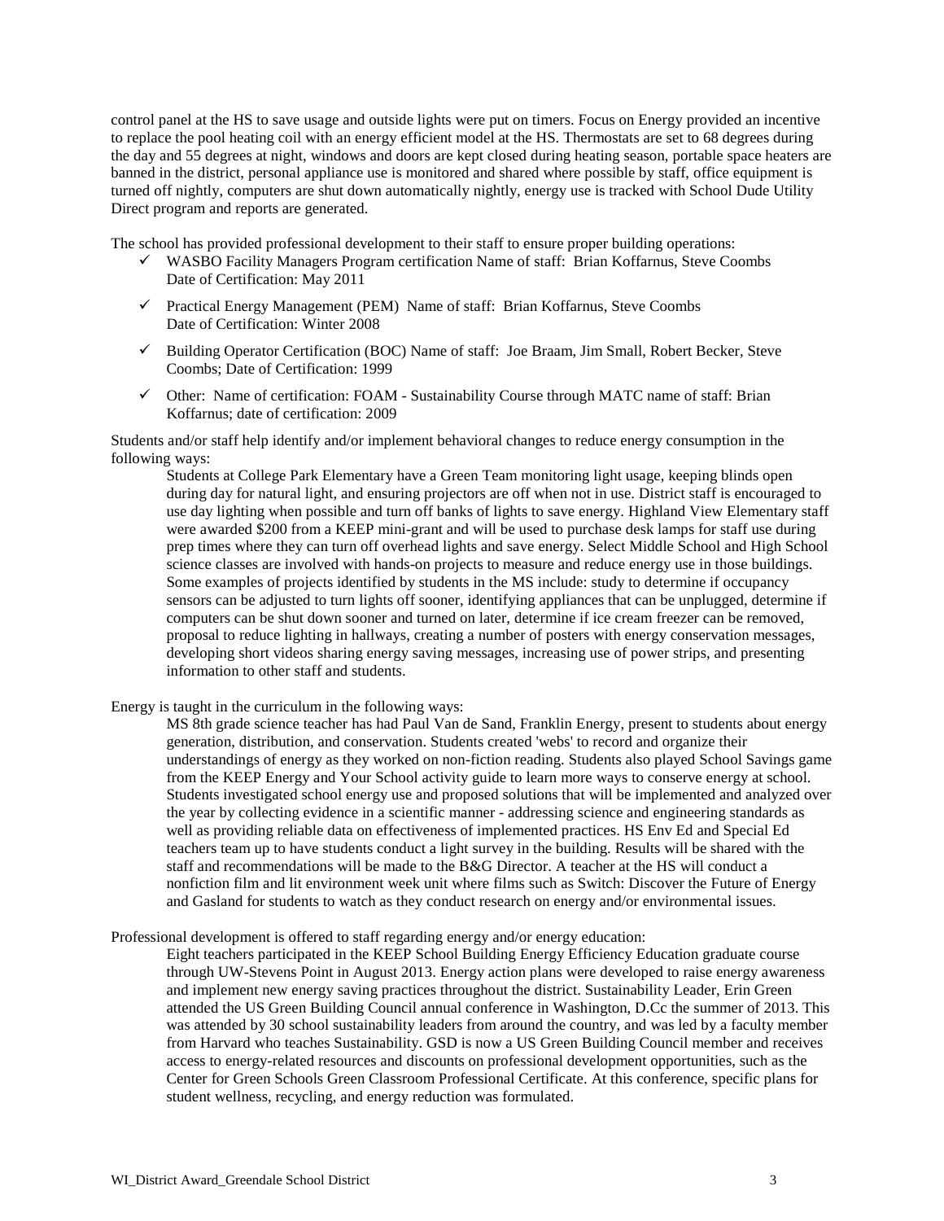control panel at the HS to save usage and outside lights were put on timers. Focus on Energy provided an incentive to replace the pool heating coil with an energy efficient model at the HS. Thermostats are set to 68 degrees during the day and 55 degrees at night, windows and doors are kept closed during heating season, portable space heaters are banned in the district, personal appliance use is monitored and shared where possible by staff, office equipment is turned off nightly, computers are shut down automatically nightly, energy use is tracked with School Dude Utility Direct program and reports are generated.

The school has provided professional development to their staff to ensure proper building operations:

- ✓ WASBO Facility Managers Program certification Name of staff: Brian Koffarnus, Steve Coombs Date of Certification: May 2011
- ✓ Practical Energy Management (PEM) Name of staff: Brian Koffarnus, Steve Coombs Date of Certification: Winter 2008
- ✓ Building Operator Certification (BOC) Name of staff: Joe Braam, Jim Small, Robert Becker, Steve Coombs; Date of Certification: 1999
- ✓ Other: Name of certification: FOAM - Sustainability Course through MATC name of staff: Brian Koffarnus; date of certification: 2009

Students and/or staff help identify and/or implement behavioral changes to reduce energy consumption in the following ways:

> Students at College Park Elementary have a Green Team monitoring light usage, keeping blinds open during day for natural light, and ensuring projectors are off when not in use. District staff is encouraged to use day lighting when possible and turn off banks of lights to save energy. Highland View Elementary staff were awarded $200 from a KEEP mini-grant and will be used to purchase desk lamps for staff use during prep times where they can turn off overhead lights and save energy. Select Middle School and High School science classes are involved with hands-on projects to measure and reduce energy use in those buildings. Some examples of projects identified by students in the MS include: study to determine if occupancy sensors can be adjusted to turn lights off sooner, identifying appliances that can be unplugged, determine if computers can be shut down sooner and turned on later, determine if ice cream freezer can be removed, proposal to reduce lighting in hallways, creating a number of posters with energy conservation messages, developing short videos sharing energy saving messages, increasing use of power strips, and presenting information to other staff and students.

Energy is taught in the curriculum in the following ways:

> MS 8th grade science teacher has had Paul Van de Sand, Franklin Energy, present to students about energy generation, distribution, and conservation. Students created 'webs' to record and organize their understandings of energy as they worked on non-fiction reading. Students also played School Savings game from the KEEP Energy and Your School activity guide to learn more ways to conserve energy at school. Students investigated school energy use and proposed solutions that will be implemented and analyzed over the year by collecting evidence in a scientific manner - addressing science and engineering standards as well as providing reliable data on effectiveness of implemented practices. HS Env Ed and Special Ed teachers team up to have students conduct a light survey in the building. Results will be shared with the staff and recommendations will be made to the B&G Director. A teacher at the HS will conduct a nonfiction film and lit environment week unit where films such as Switch: Discover the Future of Energy and Gasland for students to watch as they conduct research on energy and/or environmental issues.

Professional development is offered to staff regarding energy and/or energy education:

> Eight teachers participated in the KEEP School Building Energy Efficiency Education graduate course through UW-Stevens Point in August 2013. Energy action plans were developed to raise energy awareness and implement new energy saving practices throughout the district. Sustainability Leader, Erin Green attended the US Green Building Council annual conference in Washington, D.Cc the summer of 2013. This was attended by 30 school sustainability leaders from around the country, and was led by a faculty member from Harvard who teaches Sustainability. GSD is now a US Green Building Council member and receives access to energy-related resources and discounts on professional development opportunities, such as the Center for Green Schools Green Classroom Professional Certificate. At this conference, specific plans for student wellness, recycling, and energy reduction was formulated.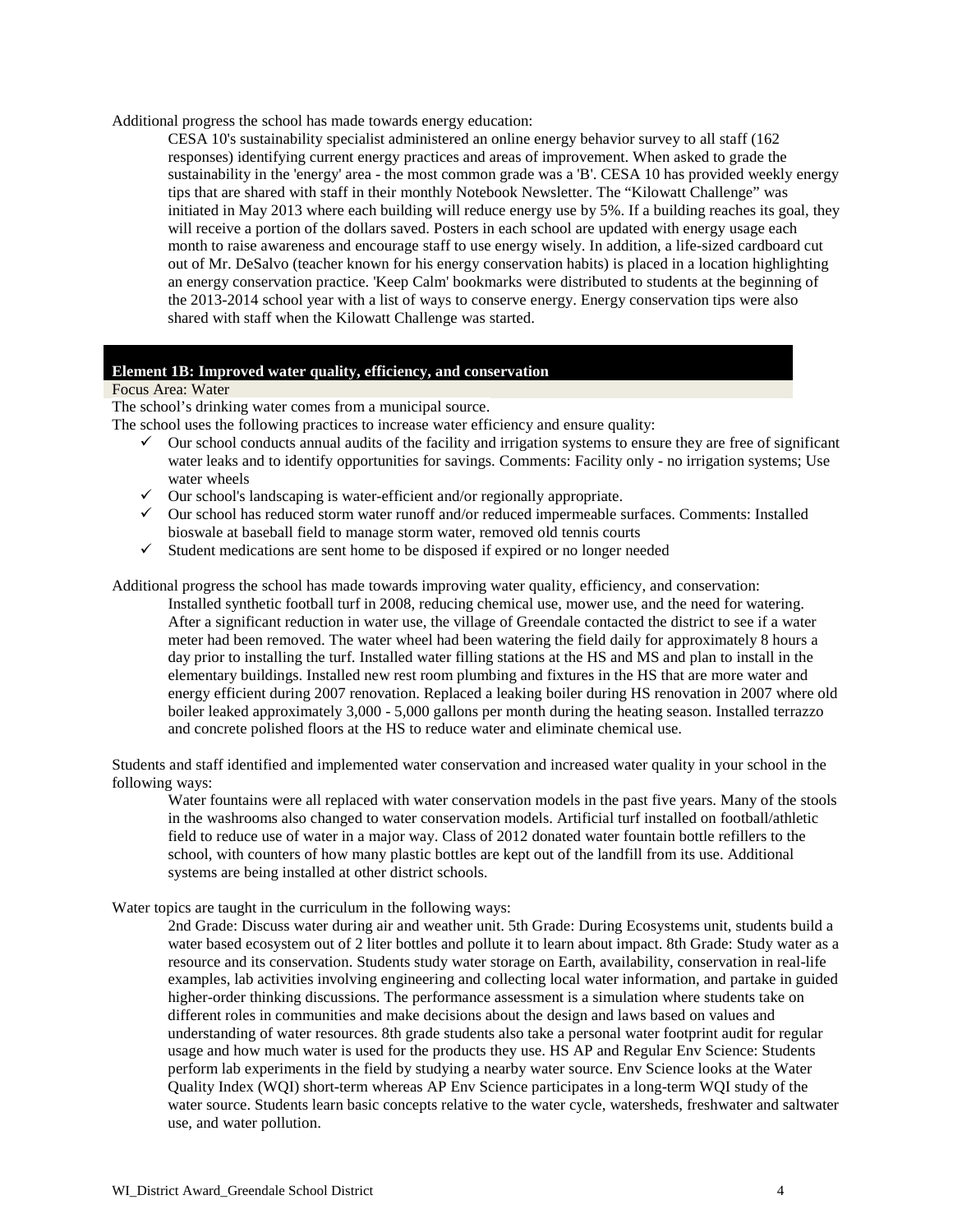Additional progress the school has made towards energy education:

CESA 10's sustainability specialist administered an online energy behavior survey to all staff (162 responses) identifying current energy practices and areas of improvement. When asked to grade the sustainability in the 'energy' area - the most common grade was a 'B'. CESA 10 has provided weekly energy tips that are shared with staff in their monthly Notebook Newsletter. The "Kilowatt Challenge" was initiated in May 2013 where each building will reduce energy use by 5%. If a building reaches its goal, they will receive a portion of the dollars saved. Posters in each school are updated with energy usage each month to raise awareness and encourage staff to use energy wisely. In addition, a life-sized cardboard cut out of Mr. DeSalvo (teacher known for his energy conservation habits) is placed in a location highlighting an energy conservation practice. 'Keep Calm' bookmarks were distributed to students at the beginning of the 2013-2014 school year with a list of ways to conserve energy. Energy conservation tips were also shared with staff when the Kilowatt Challenge was started.

## Element 1B: Improved water quality, efficiency, and conservation

Focus Area: Water

The school's drinking water comes from a municipal source.

The school uses the following practices to increase water efficiency and ensure quality:

- ✓ Our school conducts annual audits of the facility and irrigation systems to ensure they are free of significant water leaks and to identify opportunities for savings. Comments: Facility only - no irrigation systems; Use water wheels
- ✓ Our school's landscaping is water-efficient and/or regionally appropriate.
- ✓ Our school has reduced storm water runoff and/or reduced impermeable surfaces. Comments: Installed bioswale at baseball field to manage storm water, removed old tennis courts
- ✓ Student medications are sent home to be disposed if expired or no longer needed

Additional progress the school has made towards improving water quality, efficiency, and conservation:

Installed synthetic football turf in 2008, reducing chemical use, mower use, and the need for watering. After a significant reduction in water use, the village of Greendale contacted the district to see if a water meter had been removed. The water wheel had been watering the field daily for approximately 8 hours a day prior to installing the turf. Installed water filling stations at the HS and MS and plan to install in the elementary buildings. Installed new rest room plumbing and fixtures in the HS that are more water and energy efficient during 2007 renovation. Replaced a leaking boiler during HS renovation in 2007 where old boiler leaked approximately 3,000 - 5,000 gallons per month during the heating season. Installed terrazzo and concrete polished floors at the HS to reduce water and eliminate chemical use.

Students and staff identified and implemented water conservation and increased water quality in your school in the following ways:

Water fountains were all replaced with water conservation models in the past five years. Many of the stools in the washrooms also changed to water conservation models. Artificial turf installed on football/athletic field to reduce use of water in a major way. Class of 2012 donated water fountain bottle refillers to the school, with counters of how many plastic bottles are kept out of the landfill from its use. Additional systems are being installed at other district schools.

Water topics are taught in the curriculum in the following ways:

2nd Grade: Discuss water during air and weather unit. 5th Grade: During Ecosystems unit, students build a water based ecosystem out of 2 liter bottles and pollute it to learn about impact. 8th Grade: Study water as a resource and its conservation. Students study water storage on Earth, availability, conservation in real-life examples, lab activities involving engineering and collecting local water information, and partake in guided higher-order thinking discussions. The performance assessment is a simulation where students take on different roles in communities and make decisions about the design and laws based on values and understanding of water resources. 8th grade students also take a personal water footprint audit for regular usage and how much water is used for the products they use. HS AP and Regular Env Science: Students perform lab experiments in the field by studying a nearby water source. Env Science looks at the Water Quality Index (WQI) short-term whereas AP Env Science participates in a long-term WQI study of the water source. Students learn basic concepts relative to the water cycle, watersheds, freshwater and saltwater use, and water pollution.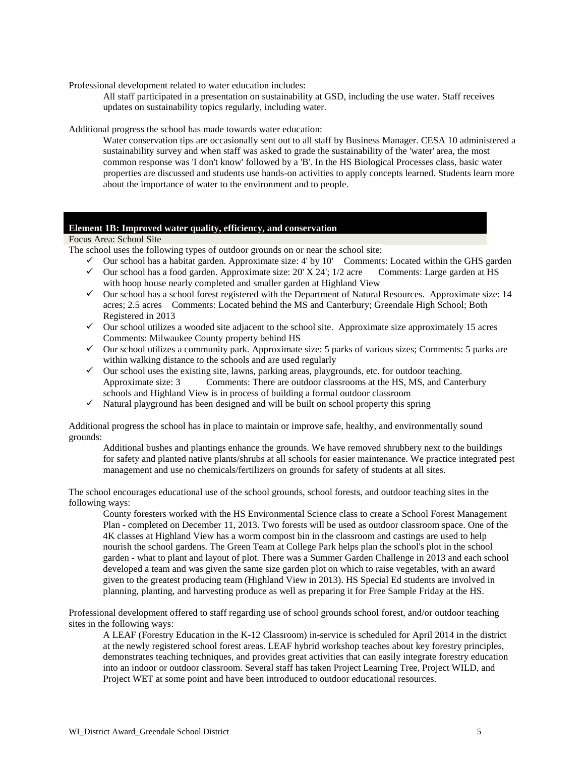Professional development related to water education includes:

> All staff participated in a presentation on sustainability at GSD, including the use water. Staff receives updates on sustainability topics regularly, including water.

Additional progress the school has made towards water education:

> Water conservation tips are occasionally sent out to all staff by Business Manager. CESA 10 administered a sustainability survey and when staff was asked to grade the sustainability of the 'water' area, the most common response was 'I don't know' followed by a 'B'. In the HS Biological Processes class, basic water properties are discussed and students use hands-on activities to apply concepts learned. Students learn more about the importance of water to the environment and to people.

## Element 1B: Improved water quality, efficiency, and conservation

Focus Area: School Site

The school uses the following types of outdoor grounds on or near the school site:

- ✓ Our school has a habitat garden. Approximate size: 4' by 10' Comments: Located within the GHS garden
- ✓ Our school has a food garden. Approximate size: 20' X 24'; 1/2 acre Comments: Large garden at HS with hoop house nearly completed and smaller garden at Highland View
- ✓ Our school has a school forest registered with the Department of Natural Resources. Approximate size: 14 acres; 2.5 acres Comments: Located behind the MS and Canterbury; Greendale High School; Both Registered in 2013
- ✓ Our school utilizes a wooded site adjacent to the school site. Approximate size approximately 15 acres Comments: Milwaukee County property behind HS
- ✓ Our school utilizes a community park. Approximate size: 5 parks of various sizes; Comments: 5 parks are within walking distance to the schools and are used regularly
- ✓ Our school uses the existing site, lawns, parking areas, playgrounds, etc. for outdoor teaching. Approximate size: 3 Comments: There are outdoor classrooms at the HS, MS, and Canterbury schools and Highland View is in process of building a formal outdoor classroom
- ✓ Natural playground has been designed and will be built on school property this spring

Additional progress the school has in place to maintain or improve safe, healthy, and environmentally sound grounds:

> Additional bushes and plantings enhance the grounds. We have removed shrubbery next to the buildings for safety and planted native plants/shrubs at all schools for easier maintenance. We practice integrated pest management and use no chemicals/fertilizers on grounds for safety of students at all sites.

The school encourages educational use of the school grounds, school forests, and outdoor teaching sites in the following ways:

> County foresters worked with the HS Environmental Science class to create a School Forest Management Plan - completed on December 11, 2013. Two forests will be used as outdoor classroom space. One of the 4K classes at Highland View has a worm compost bin in the classroom and castings are used to help nourish the school gardens. The Green Team at College Park helps plan the school's plot in the school garden - what to plant and layout of plot. There was a Summer Garden Challenge in 2013 and each school developed a team and was given the same size garden plot on which to raise vegetables, with an award given to the greatest producing team (Highland View in 2013). HS Special Ed students are involved in planning, planting, and harvesting produce as well as preparing it for Free Sample Friday at the HS.

Professional development offered to staff regarding use of school grounds school forest, and/or outdoor teaching sites in the following ways:

> A LEAF (Forestry Education in the K-12 Classroom) in-service is scheduled for April 2014 in the district at the newly registered school forest areas. LEAF hybrid workshop teaches about key forestry principles, demonstrates teaching techniques, and provides great activities that can easily integrate forestry education into an indoor or outdoor classroom. Several staff has taken Project Learning Tree, Project WILD, and Project WET at some point and have been introduced to outdoor educational resources.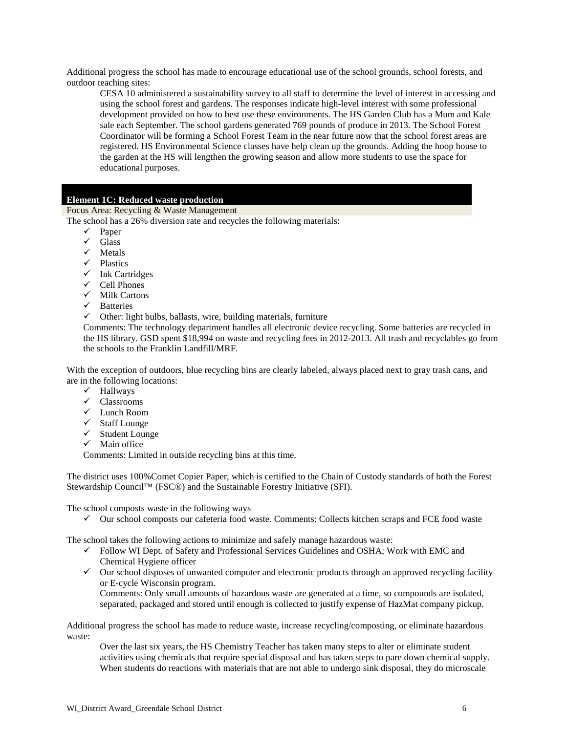Additional progress the school has made to encourage educational use of the school grounds, school forests, and outdoor teaching sites:

> CESA 10 administered a sustainability survey to all staff to determine the level of interest in accessing and using the school forest and gardens. The responses indicate high-level interest with some professional development provided on how to best use these environments. The HS Garden Club has a Mum and Kale sale each September. The school gardens generated 769 pounds of produce in 2013. The School Forest Coordinator will be forming a School Forest Team in the near future now that the school forest areas are registered. HS Environmental Science classes have help clean up the grounds. Adding the hoop house to the garden at the HS will lengthen the growing season and allow more students to use the space for educational purposes.

## Element 1C: Reduced waste production

Focus Area: Recycling & Waste Management

The school has a 26% diversion rate and recycles the following materials:

- ✓ Paper
- ✓ Glass
- ✓ Metals
- ✓ Plastics
- ✓ Ink Cartridges
- ✓ Cell Phones
- ✓ Milk Cartons
- ✓ Batteries
- ✓ Other: light bulbs, ballasts, wire, building materials, furniture

Comments: The technology department handles all electronic device recycling. Some batteries are recycled in the HS library. GSD spent $18,994 on waste and recycling fees in 2012-2013. All trash and recyclables go from the schools to the Franklin Landfill/MRF.

With the exception of outdoors, blue recycling bins are clearly labeled, always placed next to gray trash cans, and are in the following locations:

- ✓ Hallways
- ✓ Classrooms
- ✓ Lunch Room
- ✓ Staff Lounge
- ✓ Student Lounge
- ✓ Main office

Comments: Limited in outside recycling bins at this time.

The district uses 100%Comet Copier Paper, which is certified to the Chain of Custody standards of both the Forest Stewardship Council™ (FSC®) and the Sustainable Forestry Initiative (SFI).

The school composts waste in the following ways

- ✓ Our school composts our cafeteria food waste. Comments: Collects kitchen scraps and FCE food waste

The school takes the following actions to minimize and safely manage hazardous waste:

- ✓ Follow WI Dept. of Safety and Professional Services Guidelines and OSHA; Work with EMC and Chemical Hygiene officer
- ✓ Our school disposes of unwanted computer and electronic products through an approved recycling facility or E-cycle Wisconsin program.

  Comments: Only small amounts of hazardous waste are generated at a time, so compounds are isolated, separated, packaged and stored until enough is collected to justify expense of HazMat company pickup.

Additional progress the school has made to reduce waste, increase recycling/composting, or eliminate hazardous waste:

> Over the last six years, the HS Chemistry Teacher has taken many steps to alter or eliminate student activities using chemicals that require special disposal and has taken steps to pare down chemical supply. When students do reactions with materials that are not able to undergo sink disposal, they do microscale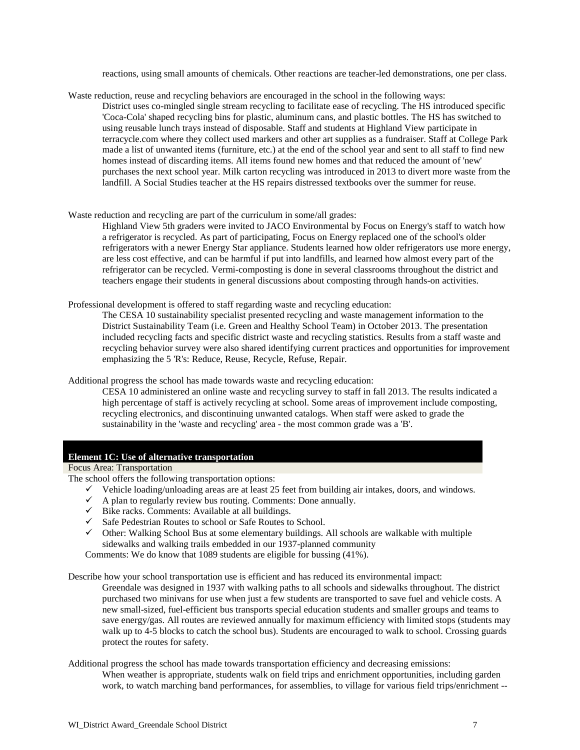reactions, using small amounts of chemicals. Other reactions are teacher-led demonstrations, one per class.

Waste reduction, reuse and recycling behaviors are encouraged in the school in the following ways:

District uses co-mingled single stream recycling to facilitate ease of recycling. The HS introduced specific 'Coca-Cola' shaped recycling bins for plastic, aluminum cans, and plastic bottles. The HS has switched to using reusable lunch trays instead of disposable. Staff and students at Highland View participate in terracycle.com where they collect used markers and other art supplies as a fundraiser. Staff at College Park made a list of unwanted items (furniture, etc.) at the end of the school year and sent to all staff to find new homes instead of discarding items. All items found new homes and that reduced the amount of 'new' purchases the next school year. Milk carton recycling was introduced in 2013 to divert more waste from the landfill. A Social Studies teacher at the HS repairs distressed textbooks over the summer for reuse.

Waste reduction and recycling are part of the curriculum in some/all grades:

Highland View 5th graders were invited to JACO Environmental by Focus on Energy's staff to watch how a refrigerator is recycled. As part of participating, Focus on Energy replaced one of the school's older refrigerators with a newer Energy Star appliance. Students learned how older refrigerators use more energy, are less cost effective, and can be harmful if put into landfills, and learned how almost every part of the refrigerator can be recycled. Vermi-composting is done in several classrooms throughout the district and teachers engage their students in general discussions about composting through hands-on activities.

Professional development is offered to staff regarding waste and recycling education:

The CESA 10 sustainability specialist presented recycling and waste management information to the District Sustainability Team (i.e. Green and Healthy School Team) in October 2013. The presentation included recycling facts and specific district waste and recycling statistics. Results from a staff waste and recycling behavior survey were also shared identifying current practices and opportunities for improvement emphasizing the 5 'R's: Reduce, Reuse, Recycle, Refuse, Repair.

Additional progress the school has made towards waste and recycling education:

CESA 10 administered an online waste and recycling survey to staff in fall 2013. The results indicated a high percentage of staff is actively recycling at school. Some areas of improvement include composting, recycling electronics, and discontinuing unwanted catalogs. When staff were asked to grade the sustainability in the 'waste and recycling' area - the most common grade was a 'B'.

## Element 1C: Use of alternative transportation

Focus Area: Transportation

The school offers the following transportation options:

- ✓ Vehicle loading/unloading areas are at least 25 feet from building air intakes, doors, and windows.
- ✓ A plan to regularly review bus routing. Comments: Done annually.
- ✓ Bike racks. Comments: Available at all buildings.
- ✓ Safe Pedestrian Routes to school or Safe Routes to School.
- ✓ Other: Walking School Bus at some elementary buildings. All schools are walkable with multiple sidewalks and walking trails embedded in our 1937-planned community

Comments: We do know that 1089 students are eligible for bussing (41%).

Describe how your school transportation use is efficient and has reduced its environmental impact:

Greendale was designed in 1937 with walking paths to all schools and sidewalks throughout. The district purchased two minivans for use when just a few students are transported to save fuel and vehicle costs. A new small-sized, fuel-efficient bus transports special education students and smaller groups and teams to save energy/gas. All routes are reviewed annually for maximum efficiency with limited stops (students may walk up to 4-5 blocks to catch the school bus). Students are encouraged to walk to school. Crossing guards protect the routes for safety.

Additional progress the school has made towards transportation efficiency and decreasing emissions:

When weather is appropriate, students walk on field trips and enrichment opportunities, including garden work, to watch marching band performances, for assemblies, to village for various field trips/enrichment --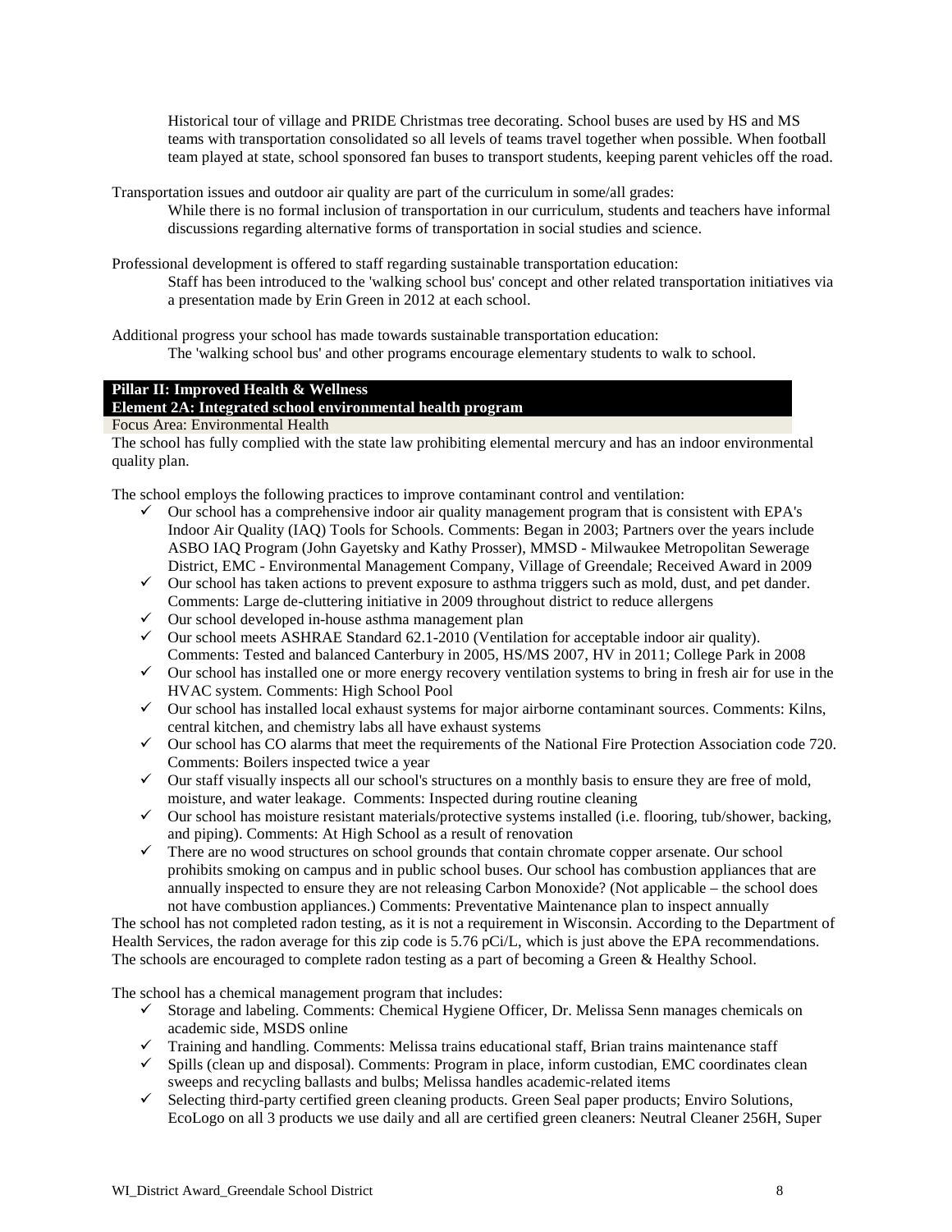Historical tour of village and PRIDE Christmas tree decorating. School buses are used by HS and MS teams with transportation consolidated so all levels of teams travel together when possible. When football team played at state, school sponsored fan buses to transport students, keeping parent vehicles off the road.

Transportation issues and outdoor air quality are part of the curriculum in some/all grades:

While there is no formal inclusion of transportation in our curriculum, students and teachers have informal discussions regarding alternative forms of transportation in social studies and science.

Professional development is offered to staff regarding sustainable transportation education:

Staff has been introduced to the 'walking school bus' concept and other related transportation initiatives via a presentation made by Erin Green in 2012 at each school.

Additional progress your school has made towards sustainable transportation education:

The 'walking school bus' and other programs encourage elementary students to walk to school.

**Pillar II: Improved Health & Wellness**

**Element 2A: Integrated school environmental health program**

Focus Area: Environmental Health

The school has fully complied with the state law prohibiting elemental mercury and has an indoor environmental quality plan.

The school employs the following practices to improve contaminant control and ventilation:

- ✓ Our school has a comprehensive indoor air quality management program that is consistent with EPA's Indoor Air Quality (IAQ) Tools for Schools. Comments: Began in 2003; Partners over the years include ASBO IAQ Program (John Gayetsky and Kathy Prosser), MMSD - Milwaukee Metropolitan Sewerage District, EMC - Environmental Management Company, Village of Greendale; Received Award in 2009
- ✓ Our school has taken actions to prevent exposure to asthma triggers such as mold, dust, and pet dander. Comments: Large de-cluttering initiative in 2009 throughout district to reduce allergens
- ✓ Our school developed in-house asthma management plan
- ✓ Our school meets ASHRAE Standard 62.1-2010 (Ventilation for acceptable indoor air quality). Comments: Tested and balanced Canterbury in 2005, HS/MS 2007, HV in 2011; College Park in 2008
- ✓ Our school has installed one or more energy recovery ventilation systems to bring in fresh air for use in the HVAC system. Comments: High School Pool
- ✓ Our school has installed local exhaust systems for major airborne contaminant sources. Comments: Kilns, central kitchen, and chemistry labs all have exhaust systems
- ✓ Our school has CO alarms that meet the requirements of the National Fire Protection Association code 720. Comments: Boilers inspected twice a year
- ✓ Our staff visually inspects all our school's structures on a monthly basis to ensure they are free of mold, moisture, and water leakage. Comments: Inspected during routine cleaning
- ✓ Our school has moisture resistant materials/protective systems installed (i.e. flooring, tub/shower, backing, and piping). Comments: At High School as a result of renovation
- ✓ There are no wood structures on school grounds that contain chromate copper arsenate. Our school prohibits smoking on campus and in public school buses. Our school has combustion appliances that are annually inspected to ensure they are not releasing Carbon Monoxide? (Not applicable – the school does not have combustion appliances.) Comments: Preventative Maintenance plan to inspect annually

The school has not completed radon testing, as it is not a requirement in Wisconsin. According to the Department of Health Services, the radon average for this zip code is 5.76 pCi/L, which is just above the EPA recommendations. The schools are encouraged to complete radon testing as a part of becoming a Green & Healthy School.

The school has a chemical management program that includes:

- ✓ Storage and labeling. Comments: Chemical Hygiene Officer, Dr. Melissa Senn manages chemicals on academic side, MSDS online
- ✓ Training and handling. Comments: Melissa trains educational staff, Brian trains maintenance staff
- ✓ Spills (clean up and disposal). Comments: Program in place, inform custodian, EMC coordinates clean sweeps and recycling ballasts and bulbs; Melissa handles academic-related items
- ✓ Selecting third-party certified green cleaning products. Green Seal paper products; Enviro Solutions, EcoLogo on all 3 products we use daily and all are certified green cleaners: Neutral Cleaner 256H, Super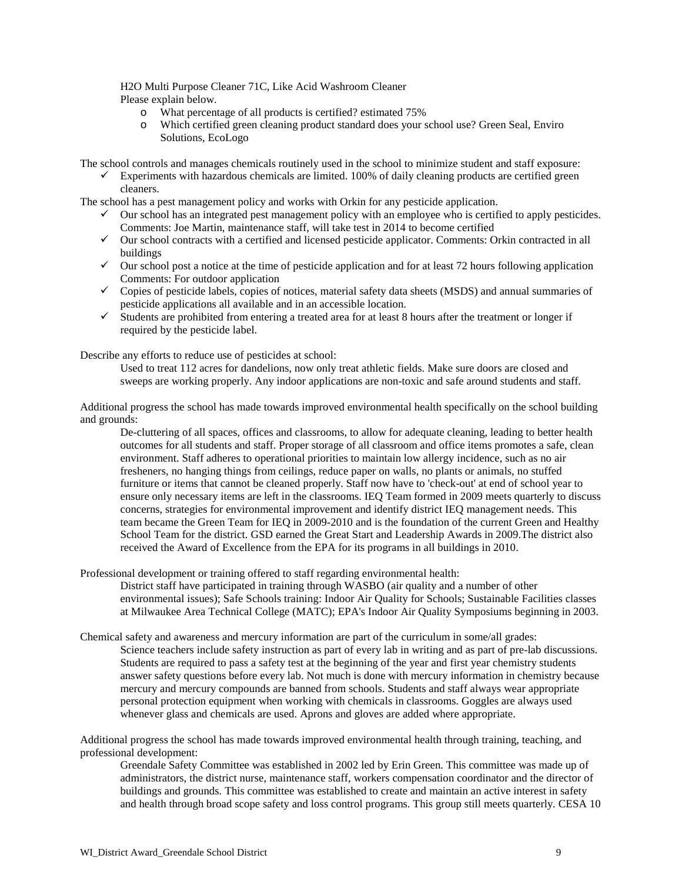H2O Multi Purpose Cleaner 71C, Like Acid Washroom Cleaner
Please explain below.

- What percentage of all products is certified? estimated 75%
- Which certified green cleaning product standard does your school use? Green Seal, Enviro Solutions, EcoLogo

The school controls and manages chemicals routinely used in the school to minimize student and staff exposure:

- ✓ Experiments with hazardous chemicals are limited. 100% of daily cleaning products are certified green cleaners.

The school has a pest management policy and works with Orkin for any pesticide application.

- ✓ Our school has an integrated pest management policy with an employee who is certified to apply pesticides. Comments: Joe Martin, maintenance staff, will take test in 2014 to become certified
- ✓ Our school contracts with a certified and licensed pesticide applicator. Comments: Orkin contracted in all buildings
- ✓ Our school post a notice at the time of pesticide application and for at least 72 hours following application Comments: For outdoor application
- ✓ Copies of pesticide labels, copies of notices, material safety data sheets (MSDS) and annual summaries of pesticide applications all available and in an accessible location.
- ✓ Students are prohibited from entering a treated area for at least 8 hours after the treatment or longer if required by the pesticide label.

Describe any efforts to reduce use of pesticides at school:

Used to treat 112 acres for dandelions, now only treat athletic fields. Make sure doors are closed and sweeps are working properly. Any indoor applications are non-toxic and safe around students and staff.

Additional progress the school has made towards improved environmental health specifically on the school building and grounds:

De-cluttering of all spaces, offices and classrooms, to allow for adequate cleaning, leading to better health outcomes for all students and staff. Proper storage of all classroom and office items promotes a safe, clean environment. Staff adheres to operational priorities to maintain low allergy incidence, such as no air fresheners, no hanging things from ceilings, reduce paper on walls, no plants or animals, no stuffed furniture or items that cannot be cleaned properly. Staff now have to 'check-out' at end of school year to ensure only necessary items are left in the classrooms. IEQ Team formed in 2009 meets quarterly to discuss concerns, strategies for environmental improvement and identify district IEQ management needs. This team became the Green Team for IEQ in 2009-2010 and is the foundation of the current Green and Healthy School Team for the district. GSD earned the Great Start and Leadership Awards in 2009.The district also received the Award of Excellence from the EPA for its programs in all buildings in 2010.

Professional development or training offered to staff regarding environmental health:

District staff have participated in training through WASBO (air quality and a number of other environmental issues); Safe Schools training: Indoor Air Quality for Schools; Sustainable Facilities classes at Milwaukee Area Technical College (MATC); EPA's Indoor Air Quality Symposiums beginning in 2003.

Chemical safety and awareness and mercury information are part of the curriculum in some/all grades:

Science teachers include safety instruction as part of every lab in writing and as part of pre-lab discussions. Students are required to pass a safety test at the beginning of the year and first year chemistry students answer safety questions before every lab. Not much is done with mercury information in chemistry because mercury and mercury compounds are banned from schools. Students and staff always wear appropriate personal protection equipment when working with chemicals in classrooms. Goggles are always used whenever glass and chemicals are used. Aprons and gloves are added where appropriate.

Additional progress the school has made towards improved environmental health through training, teaching, and professional development:

Greendale Safety Committee was established in 2002 led by Erin Green. This committee was made up of administrators, the district nurse, maintenance staff, workers compensation coordinator and the director of buildings and grounds. This committee was established to create and maintain an active interest in safety and health through broad scope safety and loss control programs. This group still meets quarterly. CESA 10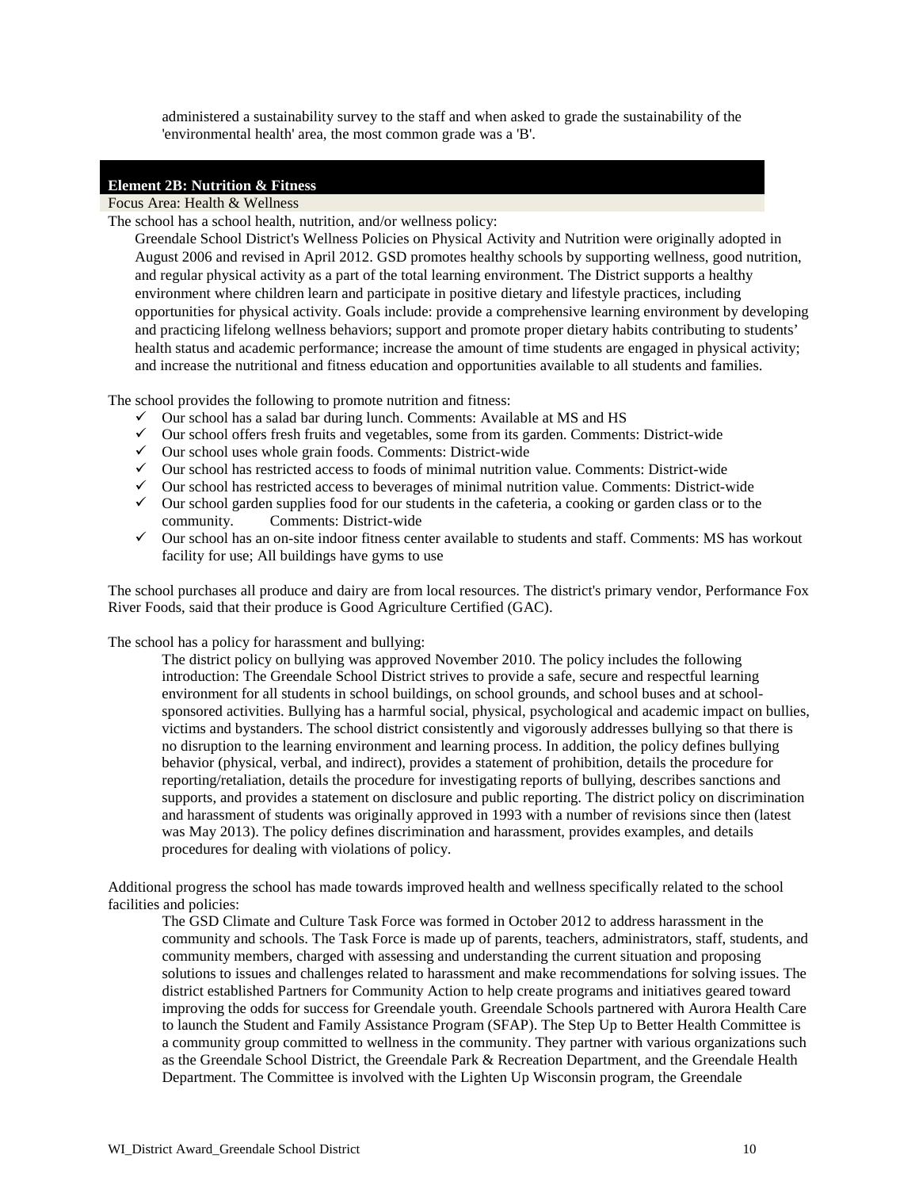administered a sustainability survey to the staff and when asked to grade the sustainability of the 'environmental health' area, the most common grade was a 'B'.

## Element 2B: Nutrition & Fitness

Focus Area: Health & Wellness

The school has a school health, nutrition, and/or wellness policy:

Greendale School District's Wellness Policies on Physical Activity and Nutrition were originally adopted in August 2006 and revised in April 2012. GSD promotes healthy schools by supporting wellness, good nutrition, and regular physical activity as a part of the total learning environment. The District supports a healthy environment where children learn and participate in positive dietary and lifestyle practices, including opportunities for physical activity. Goals include: provide a comprehensive learning environment by developing and practicing lifelong wellness behaviors; support and promote proper dietary habits contributing to students' health status and academic performance; increase the amount of time students are engaged in physical activity; and increase the nutritional and fitness education and opportunities available to all students and families.

The school provides the following to promote nutrition and fitness:

- ✓ Our school has a salad bar during lunch. Comments: Available at MS and HS
- ✓ Our school offers fresh fruits and vegetables, some from its garden. Comments: District-wide
- ✓ Our school uses whole grain foods. Comments: District-wide
- ✓ Our school has restricted access to foods of minimal nutrition value. Comments: District-wide
- ✓ Our school has restricted access to beverages of minimal nutrition value. Comments: District-wide
- ✓ Our school garden supplies food for our students in the cafeteria, a cooking or garden class or to the community. Comments: District-wide
- ✓ Our school has an on-site indoor fitness center available to students and staff. Comments: MS has workout facility for use; All buildings have gyms to use

The school purchases all produce and dairy are from local resources. The district's primary vendor, Performance Fox River Foods, said that their produce is Good Agriculture Certified (GAC).

The school has a policy for harassment and bullying:

The district policy on bullying was approved November 2010. The policy includes the following introduction: The Greendale School District strives to provide a safe, secure and respectful learning environment for all students in school buildings, on school grounds, and school buses and at school-sponsored activities. Bullying has a harmful social, physical, psychological and academic impact on bullies, victims and bystanders. The school district consistently and vigorously addresses bullying so that there is no disruption to the learning environment and learning process. In addition, the policy defines bullying behavior (physical, verbal, and indirect), provides a statement of prohibition, details the procedure for reporting/retaliation, details the procedure for investigating reports of bullying, describes sanctions and supports, and provides a statement on disclosure and public reporting. The district policy on discrimination and harassment of students was originally approved in 1993 with a number of revisions since then (latest was May 2013). The policy defines discrimination and harassment, provides examples, and details procedures for dealing with violations of policy.

Additional progress the school has made towards improved health and wellness specifically related to the school facilities and policies:

The GSD Climate and Culture Task Force was formed in October 2012 to address harassment in the community and schools. The Task Force is made up of parents, teachers, administrators, staff, students, and community members, charged with assessing and understanding the current situation and proposing solutions to issues and challenges related to harassment and make recommendations for solving issues. The district established Partners for Community Action to help create programs and initiatives geared toward improving the odds for success for Greendale youth. Greendale Schools partnered with Aurora Health Care to launch the Student and Family Assistance Program (SFAP). The Step Up to Better Health Committee is a community group committed to wellness in the community. They partner with various organizations such as the Greendale School District, the Greendale Park & Recreation Department, and the Greendale Health Department. The Committee is involved with the Lighten Up Wisconsin program, the Greendale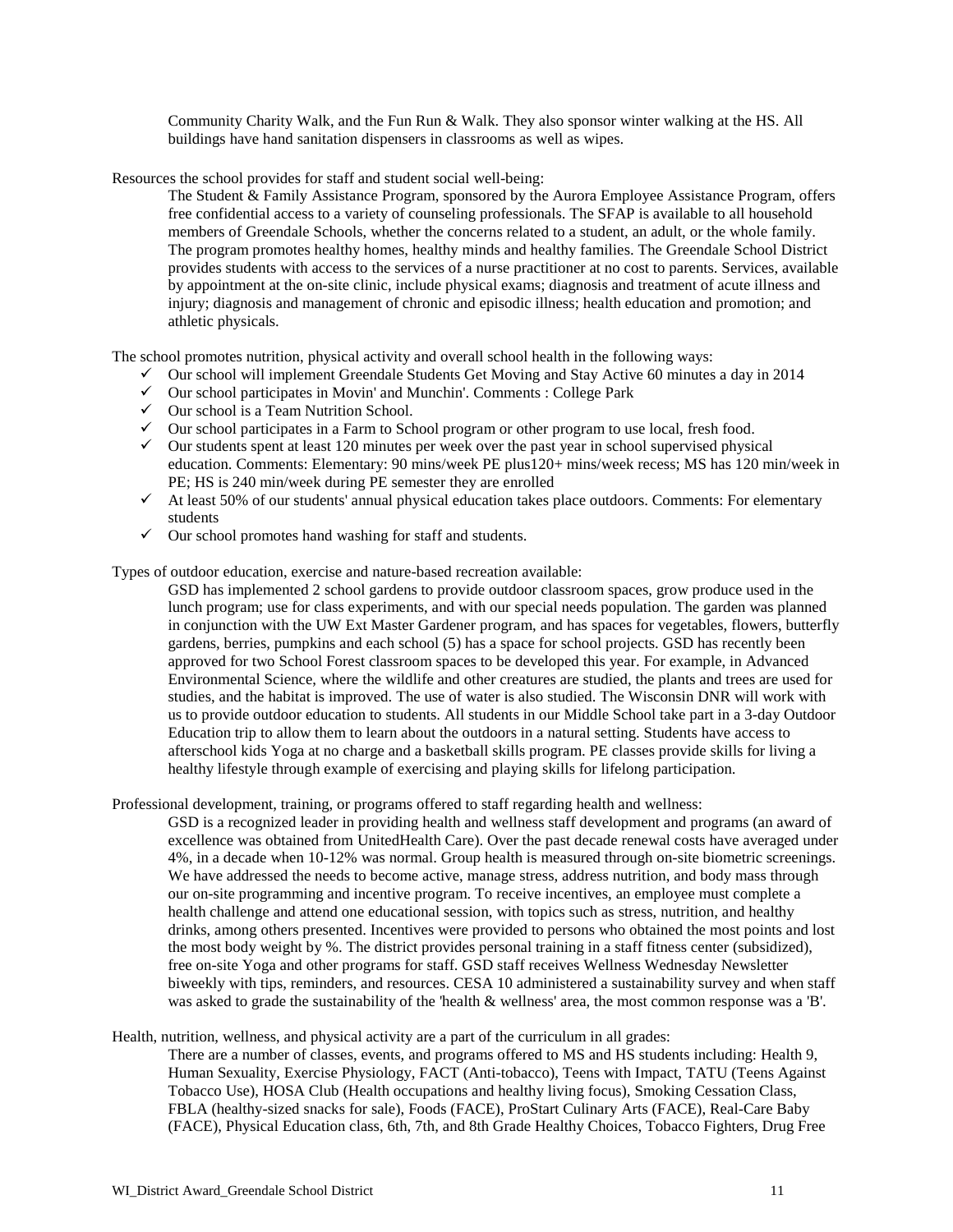Community Charity Walk, and the Fun Run & Walk. They also sponsor winter walking at the HS. All buildings have hand sanitation dispensers in classrooms as well as wipes.

Resources the school provides for staff and student social well-being:

The Student & Family Assistance Program, sponsored by the Aurora Employee Assistance Program, offers free confidential access to a variety of counseling professionals. The SFAP is available to all household members of Greendale Schools, whether the concerns related to a student, an adult, or the whole family. The program promotes healthy homes, healthy minds and healthy families. The Greendale School District provides students with access to the services of a nurse practitioner at no cost to parents. Services, available by appointment at the on-site clinic, include physical exams; diagnosis and treatment of acute illness and injury; diagnosis and management of chronic and episodic illness; health education and promotion; and athletic physicals.

The school promotes nutrition, physical activity and overall school health in the following ways:

- ✓ Our school will implement Greendale Students Get Moving and Stay Active 60 minutes a day in 2014
- ✓ Our school participates in Movin' and Munchin'. Comments : College Park
- ✓ Our school is a Team Nutrition School.
- ✓ Our school participates in a Farm to School program or other program to use local, fresh food.
- ✓ Our students spent at least 120 minutes per week over the past year in school supervised physical education. Comments: Elementary: 90 mins/week PE plus120+ mins/week recess; MS has 120 min/week in PE; HS is 240 min/week during PE semester they are enrolled
- ✓ At least 50% of our students' annual physical education takes place outdoors. Comments: For elementary students
- ✓ Our school promotes hand washing for staff and students.

Types of outdoor education, exercise and nature-based recreation available:

GSD has implemented 2 school gardens to provide outdoor classroom spaces, grow produce used in the lunch program; use for class experiments, and with our special needs population. The garden was planned in conjunction with the UW Ext Master Gardener program, and has spaces for vegetables, flowers, butterfly gardens, berries, pumpkins and each school (5) has a space for school projects. GSD has recently been approved for two School Forest classroom spaces to be developed this year. For example, in Advanced Environmental Science, where the wildlife and other creatures are studied, the plants and trees are used for studies, and the habitat is improved. The use of water is also studied. The Wisconsin DNR will work with us to provide outdoor education to students. All students in our Middle School take part in a 3-day Outdoor Education trip to allow them to learn about the outdoors in a natural setting. Students have access to afterschool kids Yoga at no charge and a basketball skills program. PE classes provide skills for living a healthy lifestyle through example of exercising and playing skills for lifelong participation.

Professional development, training, or programs offered to staff regarding health and wellness:

GSD is a recognized leader in providing health and wellness staff development and programs (an award of excellence was obtained from UnitedHealth Care). Over the past decade renewal costs have averaged under 4%, in a decade when 10-12% was normal. Group health is measured through on-site biometric screenings. We have addressed the needs to become active, manage stress, address nutrition, and body mass through our on-site programming and incentive program. To receive incentives, an employee must complete a health challenge and attend one educational session, with topics such as stress, nutrition, and healthy drinks, among others presented. Incentives were provided to persons who obtained the most points and lost the most body weight by %. The district provides personal training in a staff fitness center (subsidized), free on-site Yoga and other programs for staff. GSD staff receives Wellness Wednesday Newsletter biweekly with tips, reminders, and resources. CESA 10 administered a sustainability survey and when staff was asked to grade the sustainability of the 'health & wellness' area, the most common response was a 'B'.

Health, nutrition, wellness, and physical activity are a part of the curriculum in all grades:

There are a number of classes, events, and programs offered to MS and HS students including: Health 9, Human Sexuality, Exercise Physiology, FACT (Anti-tobacco), Teens with Impact, TATU (Teens Against Tobacco Use), HOSA Club (Health occupations and healthy living focus), Smoking Cessation Class, FBLA (healthy-sized snacks for sale), Foods (FACE), ProStart Culinary Arts (FACE), Real-Care Baby (FACE), Physical Education class, 6th, 7th, and 8th Grade Healthy Choices, Tobacco Fighters, Drug Free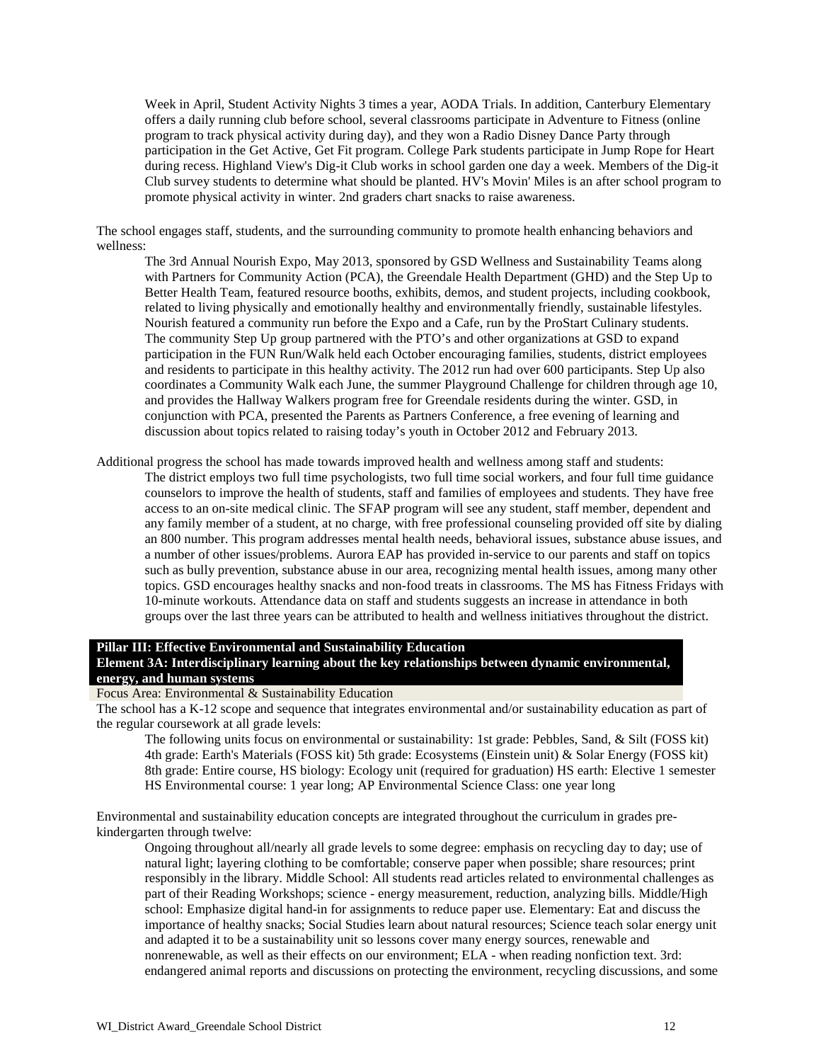Week in April, Student Activity Nights 3 times a year, AODA Trials. In addition, Canterbury Elementary offers a daily running club before school, several classrooms participate in Adventure to Fitness (online program to track physical activity during day), and they won a Radio Disney Dance Party through participation in the Get Active, Get Fit program. College Park students participate in Jump Rope for Heart during recess. Highland View's Dig-it Club works in school garden one day a week. Members of the Dig-it Club survey students to determine what should be planted. HV's Movin' Miles is an after school program to promote physical activity in winter. 2nd graders chart snacks to raise awareness.

The school engages staff, students, and the surrounding community to promote health enhancing behaviors and wellness:

> The 3rd Annual Nourish Expo, May 2013, sponsored by GSD Wellness and Sustainability Teams along with Partners for Community Action (PCA), the Greendale Health Department (GHD) and the Step Up to Better Health Team, featured resource booths, exhibits, demos, and student projects, including cookbook, related to living physically and emotionally healthy and environmentally friendly, sustainable lifestyles. Nourish featured a community run before the Expo and a Cafe, run by the ProStart Culinary students. The community Step Up group partnered with the PTO's and other organizations at GSD to expand participation in the FUN Run/Walk held each October encouraging families, students, district employees and residents to participate in this healthy activity. The 2012 run had over 600 participants. Step Up also coordinates a Community Walk each June, the summer Playground Challenge for children through age 10, and provides the Hallway Walkers program free for Greendale residents during the winter. GSD, in conjunction with PCA, presented the Parents as Partners Conference, a free evening of learning and discussion about topics related to raising today's youth in October 2012 and February 2013.

Additional progress the school has made towards improved health and wellness among staff and students:

> The district employs two full time psychologists, two full time social workers, and four full time guidance counselors to improve the health of students, staff and families of employees and students. They have free access to an on-site medical clinic. The SFAP program will see any student, staff member, dependent and any family member of a student, at no charge, with free professional counseling provided off site by dialing an 800 number. This program addresses mental health needs, behavioral issues, substance abuse issues, and a number of other issues/problems. Aurora EAP has provided in-service to our parents and staff on topics such as bully prevention, substance abuse in our area, recognizing mental health issues, among many other topics. GSD encourages healthy snacks and non-food treats in classrooms. The MS has Fitness Fridays with 10-minute workouts. Attendance data on staff and students suggests an increase in attendance in both groups over the last three years can be attributed to health and wellness initiatives throughout the district.

**Pillar III: Effective Environmental and Sustainability Education**
**Element 3A: Interdisciplinary learning about the key relationships between dynamic environmental, energy, and human systems**

Focus Area: Environmental & Sustainability Education

The school has a K-12 scope and sequence that integrates environmental and/or sustainability education as part of the regular coursework at all grade levels:

> The following units focus on environmental or sustainability: 1st grade: Pebbles, Sand, & Silt (FOSS kit) 4th grade: Earth's Materials (FOSS kit) 5th grade: Ecosystems (Einstein unit) & Solar Energy (FOSS kit) 8th grade: Entire course, HS biology: Ecology unit (required for graduation) HS earth: Elective 1 semester HS Environmental course: 1 year long; AP Environmental Science Class: one year long

Environmental and sustainability education concepts are integrated throughout the curriculum in grades pre-kindergarten through twelve:

> Ongoing throughout all/nearly all grade levels to some degree: emphasis on recycling day to day; use of natural light; layering clothing to be comfortable; conserve paper when possible; share resources; print responsibly in the library. Middle School: All students read articles related to environmental challenges as part of their Reading Workshops; science - energy measurement, reduction, analyzing bills. Middle/High school: Emphasize digital hand-in for assignments to reduce paper use. Elementary: Eat and discuss the importance of healthy snacks; Social Studies learn about natural resources; Science teach solar energy unit and adapted it to be a sustainability unit so lessons cover many energy sources, renewable and nonrenewable, as well as their effects on our environment; ELA - when reading nonfiction text. 3rd: endangered animal reports and discussions on protecting the environment, recycling discussions, and some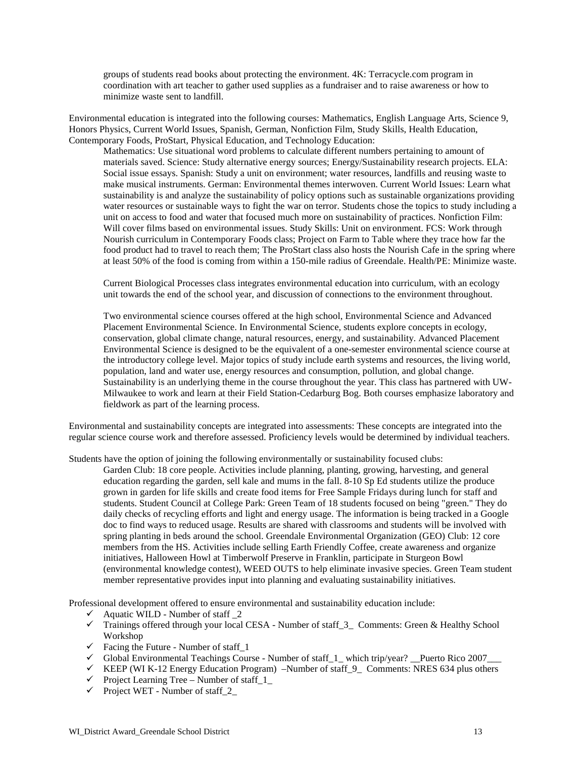groups of students read books about protecting the environment. 4K: Terracycle.com program in coordination with art teacher to gather used supplies as a fundraiser and to raise awareness or how to minimize waste sent to landfill.

Environmental education is integrated into the following courses: Mathematics, English Language Arts, Science 9, Honors Physics, Current World Issues, Spanish, German, Nonfiction Film, Study Skills, Health Education, Contemporary Foods, ProStart, Physical Education, and Technology Education:

Mathematics: Use situational word problems to calculate different numbers pertaining to amount of materials saved. Science: Study alternative energy sources; Energy/Sustainability research projects. ELA: Social issue essays. Spanish: Study a unit on environment; water resources, landfills and reusing waste to make musical instruments. German: Environmental themes interwoven. Current World Issues: Learn what sustainability is and analyze the sustainability of policy options such as sustainable organizations providing water resources or sustainable ways to fight the war on terror. Students chose the topics to study including a unit on access to food and water that focused much more on sustainability of practices. Nonfiction Film: Will cover films based on environmental issues. Study Skills: Unit on environment. FCS: Work through Nourish curriculum in Contemporary Foods class; Project on Farm to Table where they trace how far the food product had to travel to reach them; The ProStart class also hosts the Nourish Cafe in the spring where at least 50% of the food is coming from within a 150-mile radius of Greendale. Health/PE: Minimize waste.

Current Biological Processes class integrates environmental education into curriculum, with an ecology unit towards the end of the school year, and discussion of connections to the environment throughout.

Two environmental science courses offered at the high school, Environmental Science and Advanced Placement Environmental Science. In Environmental Science, students explore concepts in ecology, conservation, global climate change, natural resources, energy, and sustainability. Advanced Placement Environmental Science is designed to be the equivalent of a one-semester environmental science course at the introductory college level. Major topics of study include earth systems and resources, the living world, population, land and water use, energy resources and consumption, pollution, and global change. Sustainability is an underlying theme in the course throughout the year. This class has partnered with UW-Milwaukee to work and learn at their Field Station-Cedarburg Bog. Both courses emphasize laboratory and fieldwork as part of the learning process.

Environmental and sustainability concepts are integrated into assessments: These concepts are integrated into the regular science course work and therefore assessed. Proficiency levels would be determined by individual teachers.

Students have the option of joining the following environmentally or sustainability focused clubs:

Garden Club: 18 core people. Activities include planning, planting, growing, harvesting, and general education regarding the garden, sell kale and mums in the fall. 8-10 Sp Ed students utilize the produce grown in garden for life skills and create food items for Free Sample Fridays during lunch for staff and students. Student Council at College Park: Green Team of 18 students focused on being "green." They do daily checks of recycling efforts and light and energy usage. The information is being tracked in a Google doc to find ways to reduced usage. Results are shared with classrooms and students will be involved with spring planting in beds around the school. Greendale Environmental Organization (GEO) Club: 12 core members from the HS. Activities include selling Earth Friendly Coffee, create awareness and organize initiatives, Halloween Howl at Timberwolf Preserve in Franklin, participate in Sturgeon Bowl (environmental knowledge contest), WEED OUTS to help eliminate invasive species. Green Team student member representative provides input into planning and evaluating sustainability initiatives.

Professional development offered to ensure environmental and sustainability education include:

- ✓ Aquatic WILD - Number of staff _2
- ✓ Trainings offered through your local CESA - Number of staff_3_ Comments: Green & Healthy School Workshop
- ✓ Facing the Future - Number of staff_1
- ✓ Global Environmental Teachings Course - Number of staff_1_ which trip/year? __Puerto Rico 2007___
- ✓ KEEP (WI K-12 Energy Education Program) –Number of staff_9_ Comments: NRES 634 plus others
- ✓ Project Learning Tree – Number of staff_1_
- ✓ Project WET - Number of staff_2_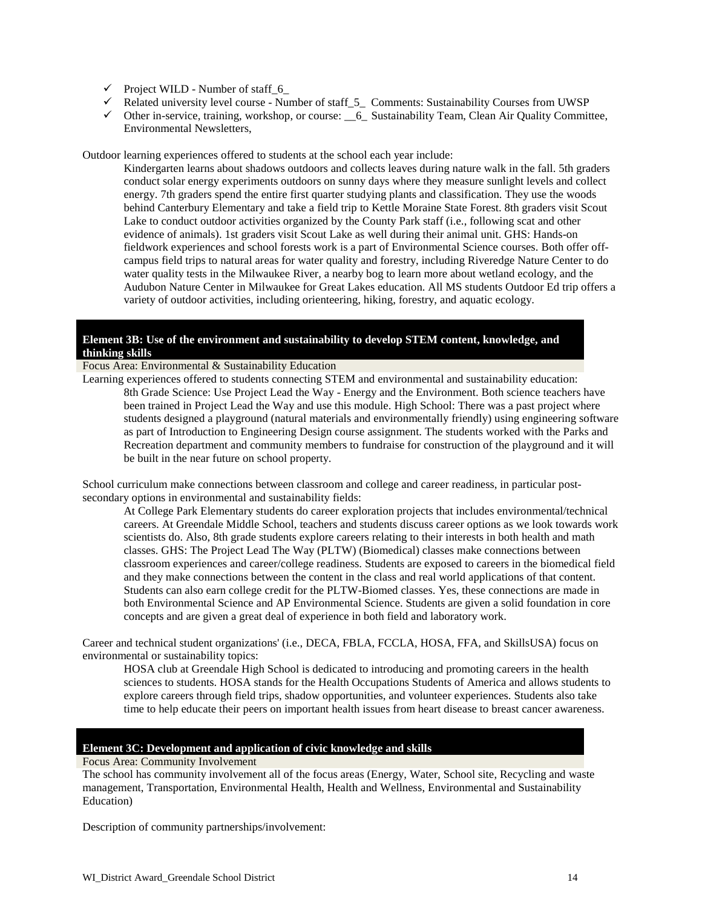- ✓ Project WILD - Number of staff_6_
- ✓ Related university level course - Number of staff_5_ Comments: Sustainability Courses from UWSP
- ✓ Other in-service, training, workshop, or course: __6_ Sustainability Team, Clean Air Quality Committee, Environmental Newsletters,

Outdoor learning experiences offered to students at the school each year include:

> Kindergarten learns about shadows outdoors and collects leaves during nature walk in the fall. 5th graders conduct solar energy experiments outdoors on sunny days where they measure sunlight levels and collect energy. 7th graders spend the entire first quarter studying plants and classification. They use the woods behind Canterbury Elementary and take a field trip to Kettle Moraine State Forest. 8th graders visit Scout Lake to conduct outdoor activities organized by the County Park staff (i.e., following scat and other evidence of animals). 1st graders visit Scout Lake as well during their animal unit. GHS: Hands-on fieldwork experiences and school forests work is a part of Environmental Science courses. Both offer off-campus field trips to natural areas for water quality and forestry, including Riveredge Nature Center to do water quality tests in the Milwaukee River, a nearby bog to learn more about wetland ecology, and the Audubon Nature Center in Milwaukee for Great Lakes education. All MS students Outdoor Ed trip offers a variety of outdoor activities, including orienteering, hiking, forestry, and aquatic ecology.

## Element 3B: Use of the environment and sustainability to develop STEM content, knowledge, and thinking skills

Focus Area: Environmental & Sustainability Education

Learning experiences offered to students connecting STEM and environmental and sustainability education:

> 8th Grade Science: Use Project Lead the Way - Energy and the Environment. Both science teachers have been trained in Project Lead the Way and use this module. High School: There was a past project where students designed a playground (natural materials and environmentally friendly) using engineering software as part of Introduction to Engineering Design course assignment. The students worked with the Parks and Recreation department and community members to fundraise for construction of the playground and it will be built in the near future on school property.

School curriculum make connections between classroom and college and career readiness, in particular post-secondary options in environmental and sustainability fields:

> At College Park Elementary students do career exploration projects that includes environmental/technical careers. At Greendale Middle School, teachers and students discuss career options as we look towards work scientists do. Also, 8th grade students explore careers relating to their interests in both health and math classes. GHS: The Project Lead The Way (PLTW) (Biomedical) classes make connections between classroom experiences and career/college readiness. Students are exposed to careers in the biomedical field and they make connections between the content in the class and real world applications of that content. Students can also earn college credit for the PLTW-Biomed classes. Yes, these connections are made in both Environmental Science and AP Environmental Science. Students are given a solid foundation in core concepts and are given a great deal of experience in both field and laboratory work.

Career and technical student organizations' (i.e., DECA, FBLA, FCCLA, HOSA, FFA, and SkillsUSA) focus on environmental or sustainability topics:

> HOSA club at Greendale High School is dedicated to introducing and promoting careers in the health sciences to students. HOSA stands for the Health Occupations Students of America and allows students to explore careers through field trips, shadow opportunities, and volunteer experiences. Students also take time to help educate their peers on important health issues from heart disease to breast cancer awareness.

## Element 3C: Development and application of civic knowledge and skills

Focus Area: Community Involvement

The school has community involvement all of the focus areas (Energy, Water, School site, Recycling and waste management, Transportation, Environmental Health, Health and Wellness, Environmental and Sustainability Education)

Description of community partnerships/involvement: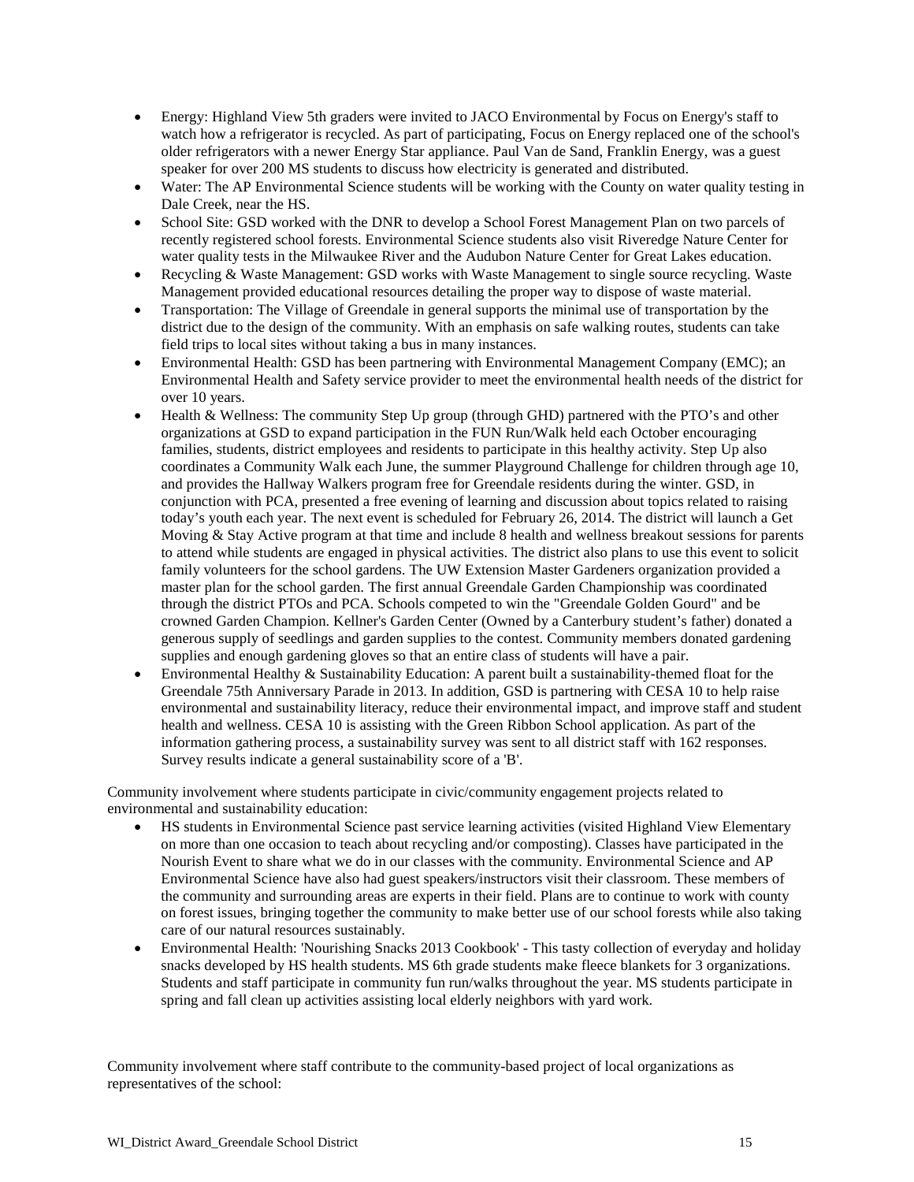- Energy: Highland View 5th graders were invited to JACO Environmental by Focus on Energy's staff to watch how a refrigerator is recycled. As part of participating, Focus on Energy replaced one of the school's older refrigerators with a newer Energy Star appliance. Paul Van de Sand, Franklin Energy, was a guest speaker for over 200 MS students to discuss how electricity is generated and distributed.
- Water: The AP Environmental Science students will be working with the County on water quality testing in Dale Creek, near the HS.
- School Site: GSD worked with the DNR to develop a School Forest Management Plan on two parcels of recently registered school forests. Environmental Science students also visit Riveredge Nature Center for water quality tests in the Milwaukee River and the Audubon Nature Center for Great Lakes education.
- Recycling & Waste Management: GSD works with Waste Management to single source recycling. Waste Management provided educational resources detailing the proper way to dispose of waste material.
- Transportation: The Village of Greendale in general supports the minimal use of transportation by the district due to the design of the community. With an emphasis on safe walking routes, students can take field trips to local sites without taking a bus in many instances.
- Environmental Health: GSD has been partnering with Environmental Management Company (EMC); an Environmental Health and Safety service provider to meet the environmental health needs of the district for over 10 years.
- Health & Wellness: The community Step Up group (through GHD) partnered with the PTO's and other organizations at GSD to expand participation in the FUN Run/Walk held each October encouraging families, students, district employees and residents to participate in this healthy activity. Step Up also coordinates a Community Walk each June, the summer Playground Challenge for children through age 10, and provides the Hallway Walkers program free for Greendale residents during the winter. GSD, in conjunction with PCA, presented a free evening of learning and discussion about topics related to raising today's youth each year. The next event is scheduled for February 26, 2014. The district will launch a Get Moving & Stay Active program at that time and include 8 health and wellness breakout sessions for parents to attend while students are engaged in physical activities. The district also plans to use this event to solicit family volunteers for the school gardens. The UW Extension Master Gardeners organization provided a master plan for the school garden. The first annual Greendale Garden Championship was coordinated through the district PTOs and PCA. Schools competed to win the "Greendale Golden Gourd" and be crowned Garden Champion. Kellner's Garden Center (Owned by a Canterbury student's father) donated a generous supply of seedlings and garden supplies to the contest. Community members donated gardening supplies and enough gardening gloves so that an entire class of students will have a pair.
- Environmental Healthy & Sustainability Education: A parent built a sustainability-themed float for the Greendale 75th Anniversary Parade in 2013. In addition, GSD is partnering with CESA 10 to help raise environmental and sustainability literacy, reduce their environmental impact, and improve staff and student health and wellness. CESA 10 is assisting with the Green Ribbon School application. As part of the information gathering process, a sustainability survey was sent to all district staff with 162 responses. Survey results indicate a general sustainability score of a 'B'.

Community involvement where students participate in civic/community engagement projects related to environmental and sustainability education:

- HS students in Environmental Science past service learning activities (visited Highland View Elementary on more than one occasion to teach about recycling and/or composting). Classes have participated in the Nourish Event to share what we do in our classes with the community. Environmental Science and AP Environmental Science have also had guest speakers/instructors visit their classroom. These members of the community and surrounding areas are experts in their field. Plans are to continue to work with county on forest issues, bringing together the community to make better use of our school forests while also taking care of our natural resources sustainably.
- Environmental Health: 'Nourishing Snacks 2013 Cookbook' - This tasty collection of everyday and holiday snacks developed by HS health students. MS 6th grade students make fleece blankets for 3 organizations. Students and staff participate in community fun run/walks throughout the year. MS students participate in spring and fall clean up activities assisting local elderly neighbors with yard work.

Community involvement where staff contribute to the community-based project of local organizations as representatives of the school: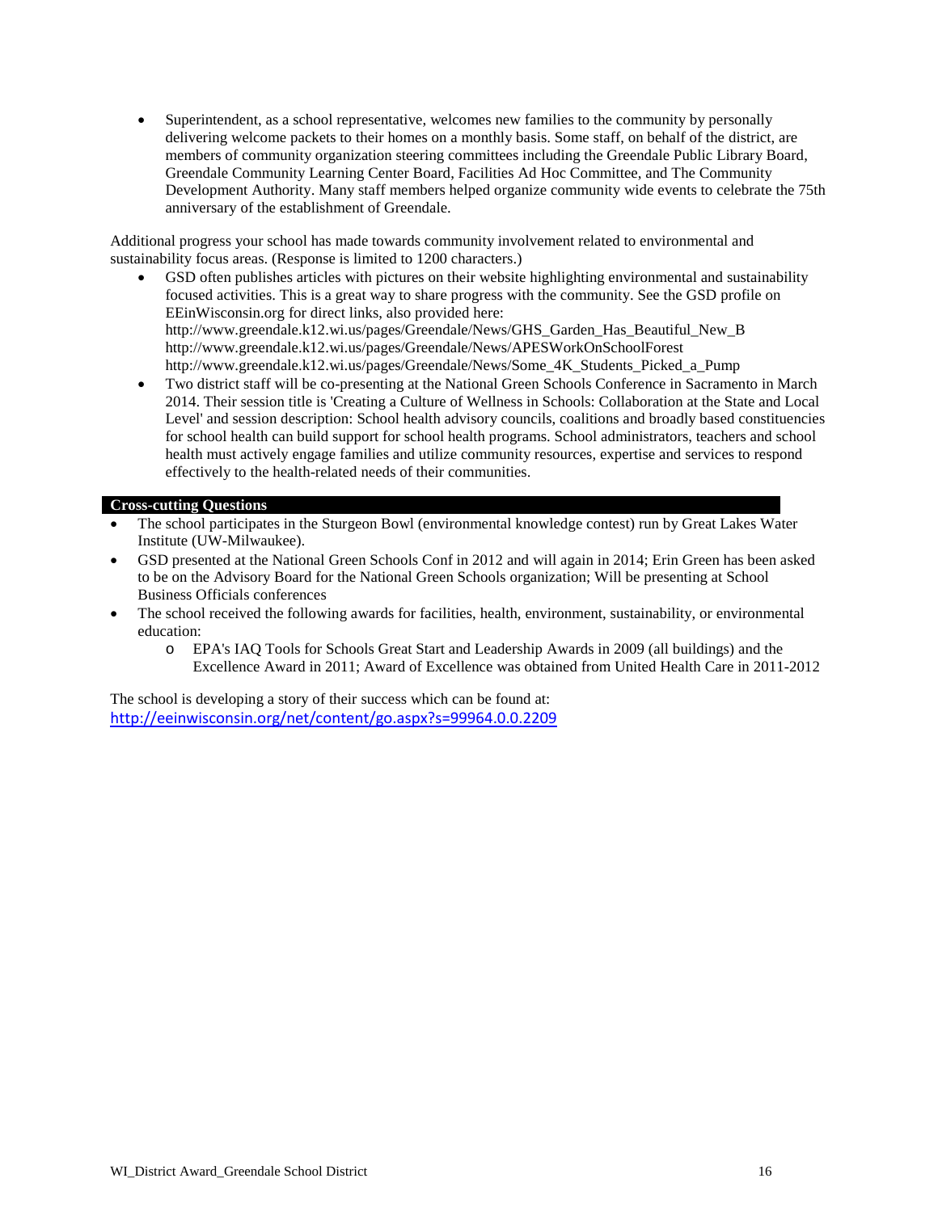- Superintendent, as a school representative, welcomes new families to the community by personally delivering welcome packets to their homes on a monthly basis. Some staff, on behalf of the district, are members of community organization steering committees including the Greendale Public Library Board, Greendale Community Learning Center Board, Facilities Ad Hoc Committee, and The Community Development Authority. Many staff members helped organize community wide events to celebrate the 75th anniversary of the establishment of Greendale.

Additional progress your school has made towards community involvement related to environmental and sustainability focus areas. (Response is limited to 1200 characters.)

- GSD often publishes articles with pictures on their website highlighting environmental and sustainability focused activities. This is a great way to share progress with the community. See the GSD profile on EEinWisconsin.org for direct links, also provided here:
  http://www.greendale.k12.wi.us/pages/Greendale/News/GHS_Garden_Has_Beautiful_New_B
  http://www.greendale.k12.wi.us/pages/Greendale/News/APESWorkOnSchoolForest
  http://www.greendale.k12.wi.us/pages/Greendale/News/Some_4K_Students_Picked_a_Pump
- Two district staff will be co-presenting at the National Green Schools Conference in Sacramento in March 2014. Their session title is 'Creating a Culture of Wellness in Schools: Collaboration at the State and Local Level' and session description: School health advisory councils, coalitions and broadly based constituencies for school health can build support for school health programs. School administrators, teachers and school health must actively engage families and utilize community resources, expertise and services to respond effectively to the health-related needs of their communities.

## Cross-cutting Questions

- The school participates in the Sturgeon Bowl (environmental knowledge contest) run by Great Lakes Water Institute (UW-Milwaukee).
- GSD presented at the National Green Schools Conf in 2012 and will again in 2014; Erin Green has been asked to be on the Advisory Board for the National Green Schools organization; Will be presenting at School Business Officials conferences
- The school received the following awards for facilities, health, environment, sustainability, or environmental education:
  - EPA's IAQ Tools for Schools Great Start and Leadership Awards in 2009 (all buildings) and the Excellence Award in 2011; Award of Excellence was obtained from United Health Care in 2011-2012

The school is developing a story of their success which can be found at:
http://eeinwisconsin.org/net/content/go.aspx?s=99964.0.0.2209